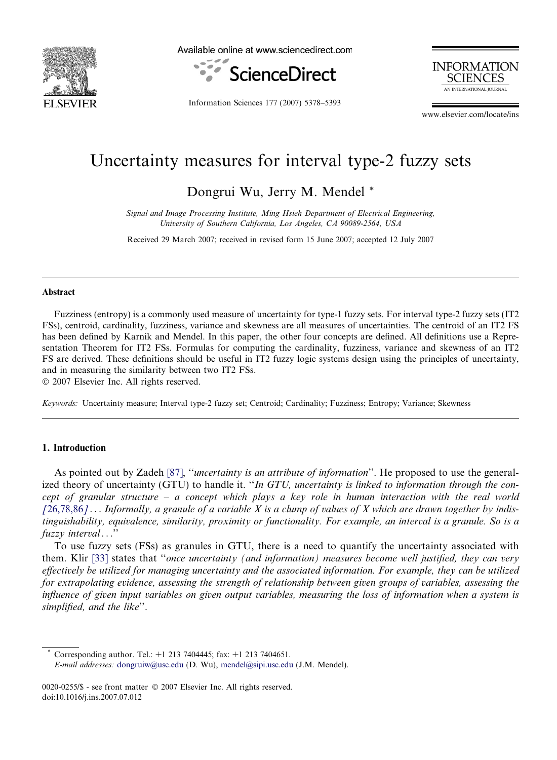# Uncertainty measures for interval type-2 fuzzy sets

Dongrui Wu, Jerry M. Mendel *

*Signal and Image Processing Institute, Ming Hsieh Department of Electrical Engineering, University of Southern California, Los Angeles, CA 90089-2564, USA*

Received 29 March 2007; received in revised form 15 June 2007; accepted 12 July 2007

---

### Abstract

Fuzziness (entropy) is a commonly used measure of uncertainty for type-1 fuzzy sets. For interval type-2 fuzzy sets (IT2 FSs), centroid, cardinality, fuzziness, variance and skewness are all measures of uncertainties. The centroid of an IT2 FS has been defined by Karnik and Mendel. In this paper, the other four concepts are defined. All definitions use a Representation Theorem for IT2 FSs. Formulas for computing the cardinality, fuzziness, variance and skewness of an IT2 FS are derived. These definitions should be useful in IT2 fuzzy logic systems design using the principles of uncertainty, and in measuring the similarity between two IT2 FSs.

© 2007 Elsevier Inc. All rights reserved.

*Keywords:* Uncertainty measure; Interval type-2 fuzzy set; Centroid; Cardinality; Fuzziness; Entropy; Variance; Skewness

---

## 1. Introduction

As pointed out by Zadeh [87], "*uncertainty is an attribute of information*". He proposed to use the generalized theory of uncertainty (GTU) to handle it. "*In GTU, uncertainty is linked to information through the concept of granular structure – a concept which plays a key role in human interaction with the real world [26,78,86]... Informally, a granule of a variable X is a clump of values of X which are drawn together by indistinguishability, equivalence, similarity, proximity or functionality. For example, an interval is a granule. So is a fuzzy interval...*"

To use fuzzy sets (FSs) as granules in GTU, there is a need to quantify the uncertainty associated with them. Klir [33] states that "*once uncertainty (and information) measures become well justified, they can very effectively be utilized for managing uncertainty and the associated information. For example, they can be utilized for extrapolating evidence, assessing the strength of relationship between given groups of variables, assessing the influence of given input variables on given output variables, measuring the loss of information when a system is simplified, and the like*".

---

* Corresponding author. Tel.: +1 213 7404445; fax: +1 213 7404651.
*E-mail addresses:* dongruiw@usc.edu (D. Wu), mendel@sipi.usc.edu (J.M. Mendel).

0020-0255/$ - see front matter © 2007 Elsevier Inc. All rights reserved.
doi:10.1016/j.ins.2007.07.012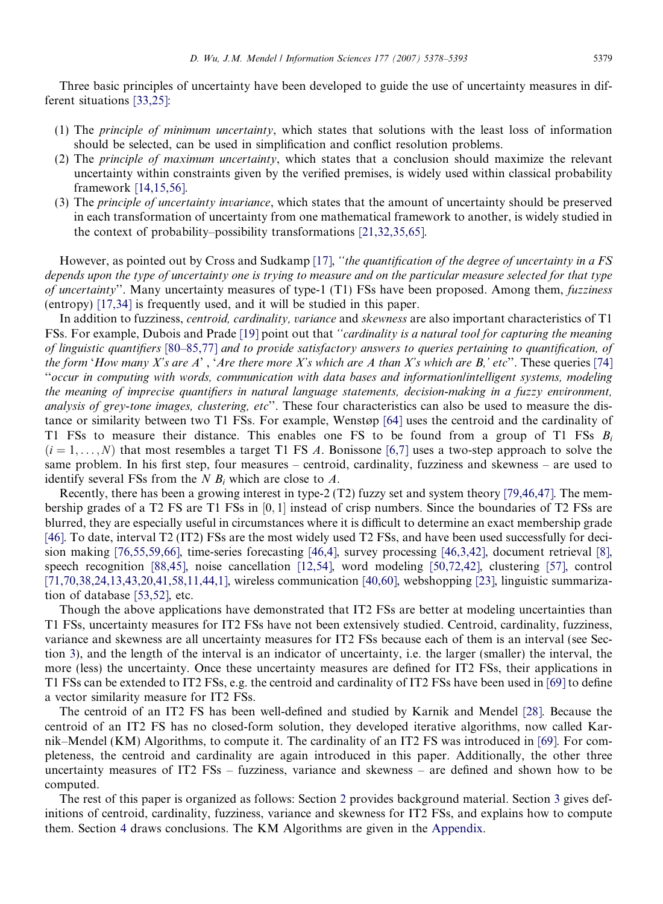Three basic principles of uncertainty have been developed to guide the use of uncertainty measures in different situations [33,25]:

(1) The *principle of minimum uncertainty*, which states that solutions with the least loss of information should be selected, can be used in simplification and conflict resolution problems.
(2) The *principle of maximum uncertainty*, which states that a conclusion should maximize the relevant uncertainty within constraints given by the verified premises, is widely used within classical probability framework [14,15,56].
(3) The *principle of uncertainty invariance*, which states that the amount of uncertainty should be preserved in each transformation of uncertainty from one mathematical framework to another, is widely studied in the context of probability–possibility transformations [21,32,35,65].

However, as pointed out by Cross and Sudkamp [17], *''the quantification of the degree of uncertainty in a FS depends upon the type of uncertainty one is trying to measure and on the particular measure selected for that type of uncertainty''*. Many uncertainty measures of type-1 (T1) FSs have been proposed. Among them, *fuzziness* (entropy) [17,34] is frequently used, and it will be studied in this paper.

In addition to fuzziness, *centroid, cardinality, variance* and *skewness* are also important characteristics of T1 FSs. For example, Dubois and Prade [19] point out that *''cardinality is a natural tool for capturing the meaning of linguistic quantifiers* [80–85,77] *and to provide satisfactory answers to queries pertaining to quantification, of the form 'How many X's are A' , 'Are there more X's which are A than X's which are B,' etc''*. These queries [74] *''occur in computing with words, communication with data bases and information/intelligent systems, modeling the meaning of imprecise quantifiers in natural language statements, decision-making in a fuzzy environment, analysis of grey-tone images, clustering, etc''*. These four characteristics can also be used to measure the distance or similarity between two T1 FSs. For example, Wenstøp [64] uses the centroid and the cardinality of T1 FSs to measure their distance. This enables one FS to be found from a group of T1 FSs $B_i$ $(i = 1, \ldots, N)$ that most resembles a target T1 FS $A$. Bonissone [6,7] uses a two-step approach to solve the same problem. In his first step, four measures – centroid, cardinality, fuzziness and skewness – are used to identify several FSs from the $N$ $B_i$ which are close to $A$.

Recently, there has been a growing interest in type-2 (T2) fuzzy set and system theory [79,46,47]. The membership grades of a T2 FS are T1 FSs in $[0, 1]$ instead of crisp numbers. Since the boundaries of T2 FSs are blurred, they are especially useful in circumstances where it is difficult to determine an exact membership grade [46]. To date, interval T2 (IT2) FSs are the most widely used T2 FSs, and have been used successfully for decision making [76,55,59,66], time-series forecasting [46,4], survey processing [46,3,42], document retrieval [8], speech recognition [88,45], noise cancellation [12,54], word modeling [50,72,42], clustering [57], control [71,70,38,24,13,43,20,41,58,11,44,1], wireless communication [40,60], webshopping [23], linguistic summarization of database [53,52], etc.

Though the above applications have demonstrated that IT2 FSs are better at modeling uncertainties than T1 FSs, uncertainty measures for IT2 FSs have not been extensively studied. Centroid, cardinality, fuzziness, variance and skewness are all uncertainty measures for IT2 FSs because each of them is an interval (see Section 3), and the length of the interval is an indicator of uncertainty, i.e. the larger (smaller) the interval, the more (less) the uncertainty. Once these uncertainty measures are defined for IT2 FSs, their applications in T1 FSs can be extended to IT2 FSs, e.g. the centroid and cardinality of IT2 FSs have been used in [69] to define a vector similarity measure for IT2 FSs.

The centroid of an IT2 FS has been well-defined and studied by Karnik and Mendel [28]. Because the centroid of an IT2 FS has no closed-form solution, they developed iterative algorithms, now called Karnik–Mendel (KM) Algorithms, to compute it. The cardinality of an IT2 FS was introduced in [69]. For completeness, the centroid and cardinality are again introduced in this paper. Additionally, the other three uncertainty measures of IT2 FSs – fuzziness, variance and skewness – are defined and shown how to be computed.

The rest of this paper is organized as follows: Section 2 provides background material. Section 3 gives definitions of centroid, cardinality, fuzziness, variance and skewness for IT2 FSs, and explains how to compute them. Section 4 draws conclusions. The KM Algorithms are given in the Appendix.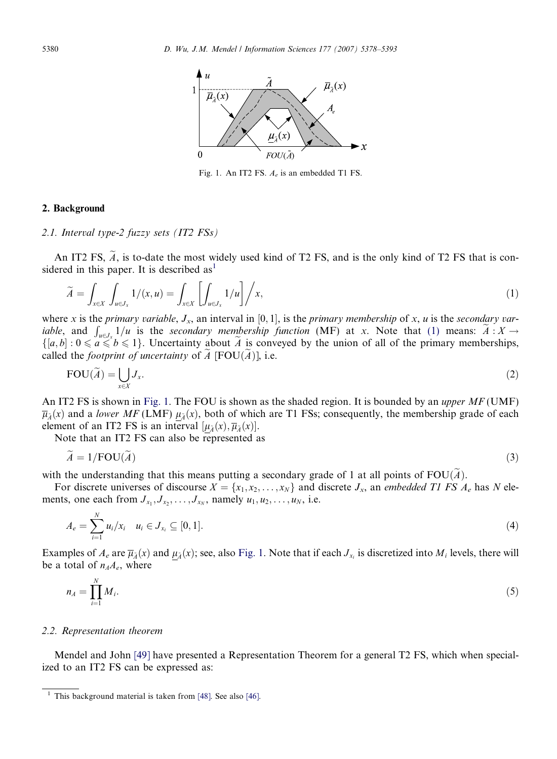Fig. 1. An IT2 FS. $A_e$ is an embedded T1 FS.

## 2. Background

### 2.1. Interval type-2 fuzzy sets (IT2 FSs)

An IT2 FS, $\widetilde{A}$, is to-date the most widely used kind of T2 FS, and is the only kind of T2 FS that is considered in this paper. It is described as[1]

$$\widetilde{A} = \int_{x \in X} \int_{u \in J_x} 1/(x,u) = \int_{x \in X} \left[ \int_{u \in J_x} 1/u \right] \Big/ x, \tag{1}$$

where $x$ is the *primary variable*, $J_x$, an interval in $[0,1]$, is the *primary membership* of $x$, $u$ is the *secondary variable*, and $\int_{u \in J_x} 1/u$ is the *secondary membership function* (MF) at $x$. Note that (1) means: $\widetilde{A} : X \to \{[a,b] : 0 \leqslant a \leqslant b \leqslant 1\}$. Uncertainty about $\widetilde{A}$ is conveyed by the union of all of the primary memberships, called the *footprint of uncertainty* of $\widetilde{A}$ [$\text{FOU}(\widetilde{A})$], i.e.

$$\text{FOU}(\widetilde{A}) = \bigcup_{x \in X} J_x. \tag{2}$$

An IT2 FS is shown in Fig. 1. The FOU is shown as the shaded region. It is bounded by an *upper MF* (UMF) $\overline{\mu}_{\widetilde{A}}(x)$ and a *lower MF* (LMF) $\underline{\mu}_{\widetilde{A}}(x)$, both of which are T1 FSs; consequently, the membership grade of each element of an IT2 FS is an interval $[\underline{\mu}_{\widetilde{A}}(x), \overline{\mu}_{\widetilde{A}}(x)]$.

Note that an IT2 FS can also be represented as

$$\widetilde{A} = 1/\text{FOU}(\widetilde{A}) \tag{3}$$

with the understanding that this means putting a secondary grade of 1 at all points of $\text{FOU}(\widetilde{A})$.

For discrete universes of discourse $X = \{x_1, x_2, \ldots, x_N\}$ and discrete $J_x$, an *embedded T1 FS* $A_e$ has $N$ elements, one each from $J_{x_1}, J_{x_2}, \ldots, J_{x_N}$, namely $u_1, u_2, \ldots, u_N$, i.e.

$$A_e = \sum_{i=1}^{N} u_i/x_i \quad u_i \in J_{x_i} \subseteq [0,1]. \tag{4}$$

Examples of $A_e$ are $\overline{\mu}_{\widetilde{A}}(x)$ and $\underline{\mu}_{\widetilde{A}}(x)$; see, also Fig. 1. Note that if each $J_{x_i}$ is discretized into $M_i$ levels, there will be a total of $n_A A_e$, where

$$n_A = \prod_{i=1}^{N} M_i. \tag{5}$$

### 2.2. Representation theorem

Mendel and John [49] have presented a Representation Theorem for a general T2 FS, which when specialized to an IT2 FS can be expressed as:

[1] This background material is taken from [48]. See also [46].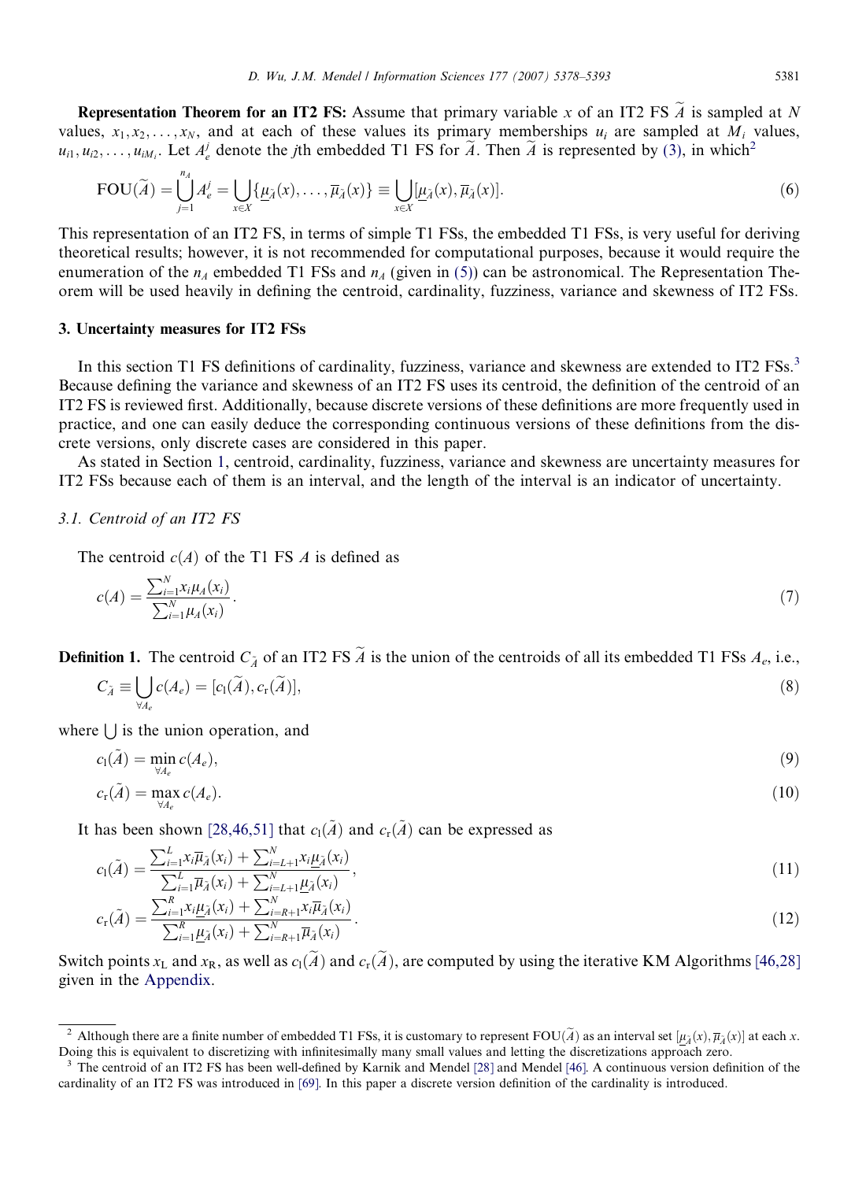**Representation Theorem for an IT2 FS:** Assume that primary variable $x$ of an IT2 FS $\widetilde{A}$ is sampled at $N$ values, $x_1, x_2, \ldots, x_N$, and at each of these values its primary memberships $u_i$ are sampled at $M_i$ values, $u_{i1}, u_{i2}, \ldots, u_{iM_i}$. Let $A_e^j$ denote the $j$th embedded T1 FS for $\widetilde{A}$. Then $\widetilde{A}$ is represented by (3), in which[2]

$$\mathrm{FOU}(\widetilde{A}) = \bigcup_{j=1}^{n_A} A_e^j = \bigcup_{x \in X} \{\underline{\mu}_{\widetilde{A}}(x), \ldots, \overline{\mu}_{\widetilde{A}}(x)\} \equiv \bigcup_{x \in X} [\underline{\mu}_{\widetilde{A}}(x), \overline{\mu}_{\widetilde{A}}(x)]. \tag{6}$$

This representation of an IT2 FS, in terms of simple T1 FSs, the embedded T1 FSs, is very useful for deriving theoretical results; however, it is not recommended for computational purposes, because it would require the enumeration of the $n_A$ embedded T1 FSs and $n_A$ (given in (5)) can be astronomical. The Representation Theorem will be used heavily in defining the centroid, cardinality, fuzziness, variance and skewness of IT2 FSs.

## 3. Uncertainty measures for IT2 FSs

In this section T1 FS definitions of cardinality, fuzziness, variance and skewness are extended to IT2 FSs.[3] Because defining the variance and skewness of an IT2 FS uses its centroid, the definition of the centroid of an IT2 FS is reviewed first. Additionally, because discrete versions of these definitions are more frequently used in practice, and one can easily deduce the corresponding continuous versions of these definitions from the discrete versions, only discrete cases are considered in this paper.

As stated in Section 1, centroid, cardinality, fuzziness, variance and skewness are uncertainty measures for IT2 FSs because each of them is an interval, and the length of the interval is an indicator of uncertainty.

### 3.1. Centroid of an IT2 FS

The centroid $c(A)$ of the T1 FS $A$ is defined as

$$c(A) = \frac{\sum_{i=1}^{N} x_i \mu_A(x_i)}{\sum_{i=1}^{N} \mu_A(x_i)}. \tag{7}$$

**Definition 1.** The centroid $C_{\widetilde{A}}$ of an IT2 FS $\widetilde{A}$ is the union of the centroids of all its embedded T1 FSs $A_e$, i.e.,

$$C_{\widetilde{A}} \equiv \bigcup_{\forall A_e} c(A_e) = [c_l(\widetilde{A}), c_r(\widetilde{A})], \tag{8}$$

where $\bigcup$ is the union operation, and

$$c_l(\tilde{A}) = \min_{\forall A_e} c(A_e), \tag{9}$$

$$c_r(\tilde{A}) = \max_{\forall A_e} c(A_e). \tag{10}$$

It has been shown [28,46,51] that $c_l(\tilde{A})$ and $c_r(\tilde{A})$ can be expressed as

$$c_l(\tilde{A}) = \frac{\sum_{i=1}^{L} x_i \overline{\mu}_{\tilde{A}}(x_i) + \sum_{i=L+1}^{N} x_i \underline{\mu}_{\tilde{A}}(x_i)}{\sum_{i=1}^{L} \overline{\mu}_{\tilde{A}}(x_i) + \sum_{i=L+1}^{N} \underline{\mu}_{\tilde{A}}(x_i)}, \tag{11}$$

$$c_r(\tilde{A}) = \frac{\sum_{i=1}^{R} x_i \underline{\mu}_{\tilde{A}}(x_i) + \sum_{i=R+1}^{N} x_i \overline{\mu}_{\tilde{A}}(x_i)}{\sum_{i=1}^{R} \underline{\mu}_{\tilde{A}}(x_i) + \sum_{i=R+1}^{N} \overline{\mu}_{\tilde{A}}(x_i)}. \tag{12}$$

Switch points $x_L$ and $x_R$, as well as $c_l(\widetilde{A})$ and $c_r(\widetilde{A})$, are computed by using the iterative KM Algorithms [46,28] given in the Appendix.

---

[2] Although there are a finite number of embedded T1 FSs, it is customary to represent $\mathrm{FOU}(\widetilde{A})$ as an interval set $[\underline{\mu}_{\widetilde{A}}(x), \overline{\mu}_{\widetilde{A}}(x)]$ at each $x$. Doing this is equivalent to discretizing with infinitesimally many small values and letting the discretizations approach zero.

[3] The centroid of an IT2 FS has been well-defined by Karnik and Mendel [28] and Mendel [46]. A continuous version definition of the cardinality of an IT2 FS was introduced in [69]. In this paper a discrete version definition of the cardinality is introduced.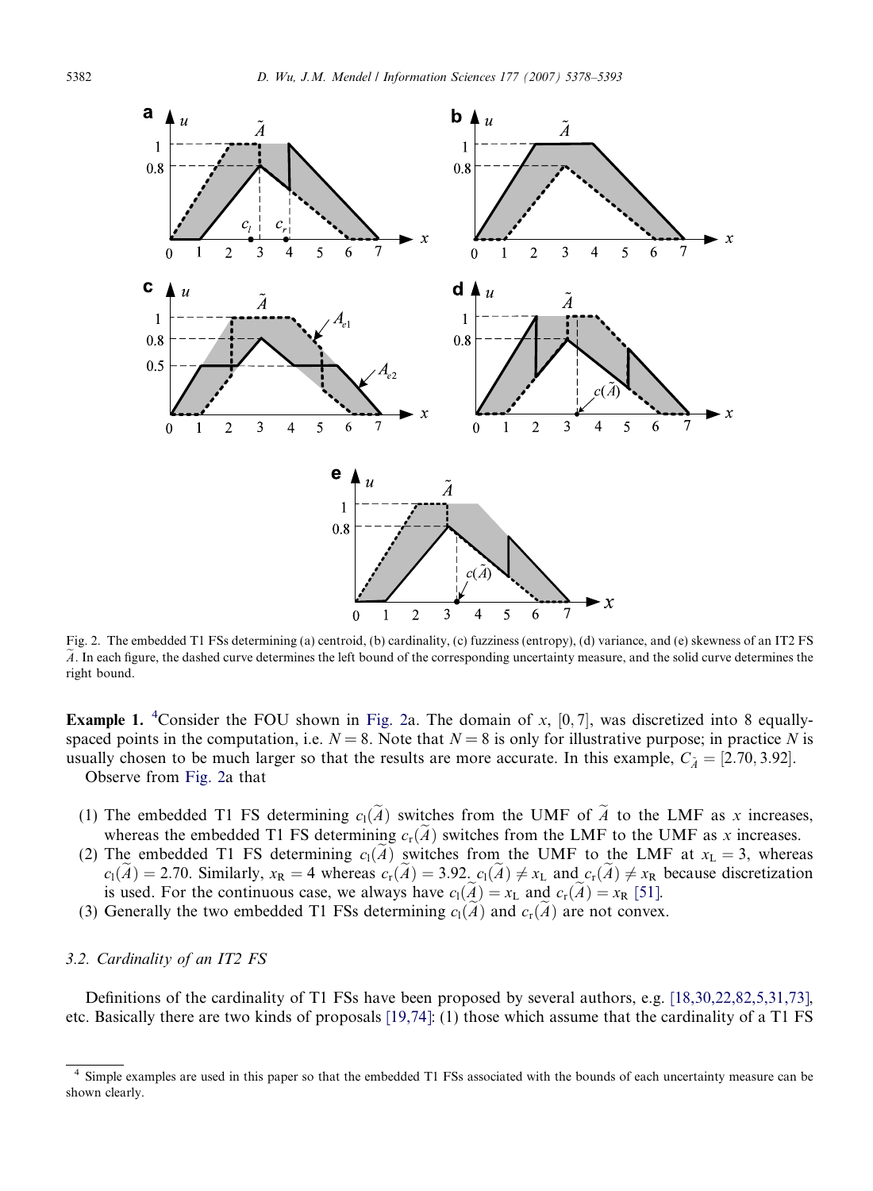Fig. 2. The embedded T1 FSs determining (a) centroid, (b) cardinality, (c) fuzziness (entropy), (d) variance, and (e) skewness of an IT2 FS $\widetilde{A}$. In each figure, the dashed curve determines the left bound of the corresponding uncertainty measure, and the solid curve determines the right bound.

**Example 1.** [4]Consider the FOU shown in Fig. 2a. The domain of $x$, $[0,7]$, was discretized into 8 equally-spaced points in the computation, i.e. $N = 8$. Note that $N = 8$ is only for illustrative purpose; in practice $N$ is usually chosen to be much larger so that the results are more accurate. In this example, $C_{\widetilde{A}} = [2.70, 3.92]$.

Observe from Fig. 2a that

(1) The embedded T1 FS determining $c_l(\widetilde{A})$ switches from the UMF of $\widetilde{A}$ to the LMF as $x$ increases, whereas the embedded T1 FS determining $c_r(\widetilde{A})$ switches from the LMF to the UMF as $x$ increases.
(2) The embedded T1 FS determining $c_l(\widetilde{A})$ switches from the UMF to the LMF at $x_L = 3$, whereas $c_l(\widetilde{A}) = 2.70$. Similarly, $x_R = 4$ whereas $c_r(\widetilde{A}) = 3.92$. $c_l(\widetilde{A}) \neq x_L$ and $c_r(\widetilde{A}) \neq x_R$ because discretization is used. For the continuous case, we always have $c_l(\widetilde{A}) = x_L$ and $c_r(\widetilde{A}) = x_R$ [51].
(3) Generally the two embedded T1 FSs determining $c_l(\widetilde{A})$ and $c_r(\widetilde{A})$ are not convex.

### 3.2. Cardinality of an IT2 FS

Definitions of the cardinality of T1 FSs have been proposed by several authors, e.g. [18,30,22,82,5,31,73], etc. Basically there are two kinds of proposals [19,74]: (1) those which assume that the cardinality of a T1 FS

[4] Simple examples are used in this paper so that the embedded T1 FSs associated with the bounds of each uncertainty measure can be shown clearly.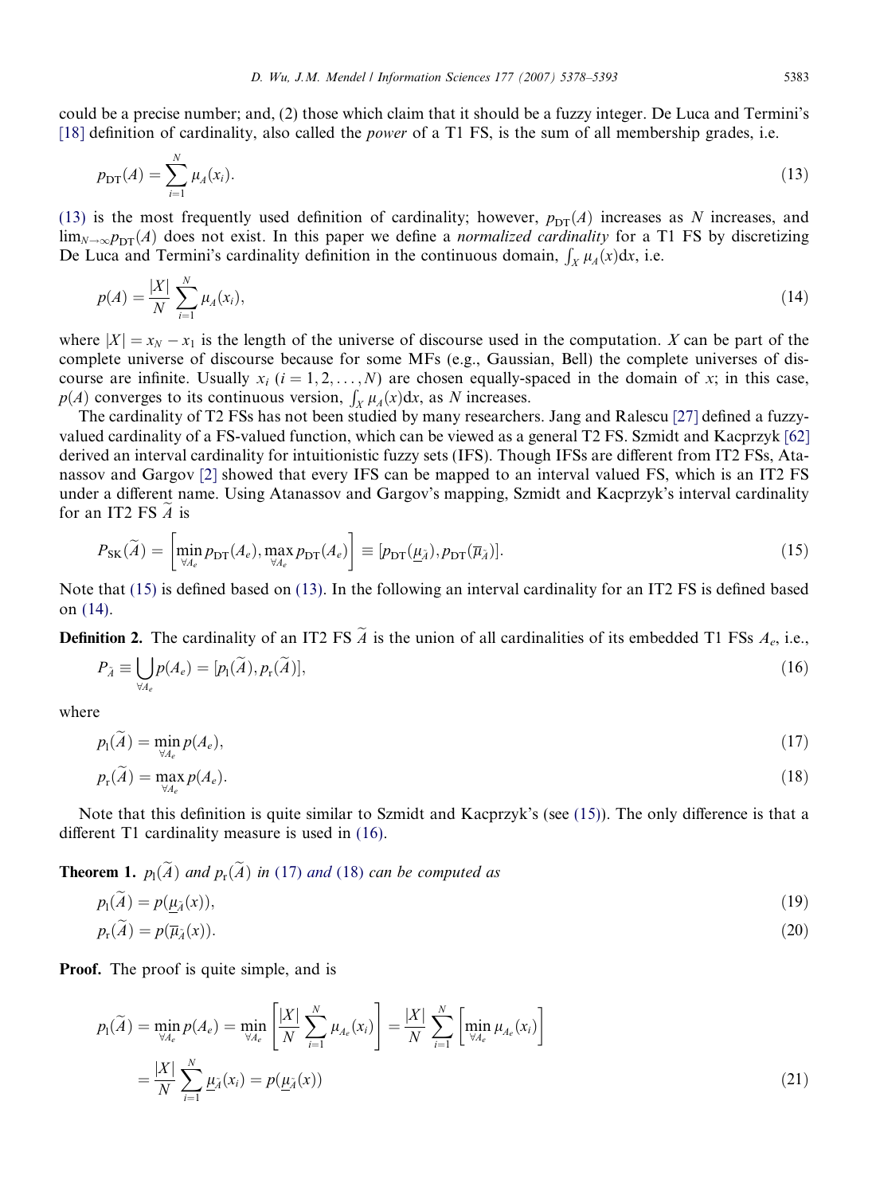could be a precise number; and, (2) those which claim that it should be a fuzzy integer. De Luca and Termini's [18] definition of cardinality, also called the *power* of a T1 FS, is the sum of all membership grades, i.e.

$$p_{\mathrm{DT}}(A) = \sum_{i=1}^{N} \mu_A(x_i). \tag{13}$$

(13) is the most frequently used definition of cardinality; however, $p_{\mathrm{DT}}(A)$ increases as $N$ increases, and $\lim_{N\to\infty} p_{\mathrm{DT}}(A)$ does not exist. In this paper we define a *normalized cardinality* for a T1 FS by discretizing De Luca and Termini's cardinality definition in the continuous domain, $\int_X \mu_A(x)\mathrm{d}x$, i.e.

$$p(A) = \frac{|X|}{N} \sum_{i=1}^{N} \mu_A(x_i), \tag{14}$$

where $|X| = x_N - x_1$ is the length of the universe of discourse used in the computation. $X$ can be part of the complete universe of discourse because for some MFs (e.g., Gaussian, Bell) the complete universes of discourse are infinite. Usually $x_i$ $(i = 1, 2, \ldots, N)$ are chosen equally-spaced in the domain of $x$; in this case, $p(A)$ converges to its continuous version, $\int_X \mu_A(x)\mathrm{d}x$, as $N$ increases.

The cardinality of T2 FSs has not been studied by many researchers. Jang and Ralescu [27] defined a fuzzy-valued cardinality of a FS-valued function, which can be viewed as a general T2 FS. Szmidt and Kacprzyk [62] derived an interval cardinality for intuitionistic fuzzy sets (IFS). Though IFSs are different from IT2 FSs, Atanassov and Gargov [2] showed that every IFS can be mapped to an interval valued FS, which is an IT2 FS under a different name. Using Atanassov and Gargov's mapping, Szmidt and Kacprzyk's interval cardinality for an IT2 FS $\widetilde{A}$ is

$$P_{\mathrm{SK}}(\widetilde{A}) = \left[\min_{\forall A_e} p_{\mathrm{DT}}(A_e), \max_{\forall A_e} p_{\mathrm{DT}}(A_e)\right] \equiv [p_{\mathrm{DT}}(\underline{\mu}_{\widetilde{A}}), p_{\mathrm{DT}}(\overline{\mu}_{\widetilde{A}})]. \tag{15}$$

Note that (15) is defined based on (13). In the following an interval cardinality for an IT2 FS is defined based on (14).

**Definition 2.** The cardinality of an IT2 FS $\widetilde{A}$ is the union of all cardinalities of its embedded T1 FSs $A_e$, i.e.,

$$P_{\widetilde{A}} \equiv \bigcup_{\forall A_e} p(A_e) = [p_{\mathrm{l}}(\widetilde{A}), p_{\mathrm{r}}(\widetilde{A})], \tag{16}$$

where

$$p_{\mathrm{l}}(\widetilde{A}) = \min_{\forall A_e} p(A_e), \tag{17}$$

$$p_{\mathrm{r}}(\widetilde{A}) = \max_{\forall A_e} p(A_e). \tag{18}$$

Note that this definition is quite similar to Szmidt and Kacprzyk's (see (15)). The only difference is that a different T1 cardinality measure is used in (16).

**Theorem 1.** *$p_{\mathrm{l}}(\widetilde{A})$ and $p_{\mathrm{r}}(\widetilde{A})$ in (17) and (18) can be computed as*

$$p_{\mathrm{l}}(\widetilde{A}) = p(\underline{\mu}_{\widetilde{A}}(x)), \tag{19}$$

$$p_{\mathrm{r}}(\widetilde{A}) = p(\overline{\mu}_{\widetilde{A}}(x)). \tag{20}$$

**Proof.** The proof is quite simple, and is

$$\begin{aligned} p_{\mathrm{l}}(\widetilde{A}) &= \min_{\forall A_e} p(A_e) = \min_{\forall A_e}\left[\frac{|X|}{N}\sum_{i=1}^{N}\mu_{A_e}(x_i)\right] = \frac{|X|}{N}\sum_{i=1}^{N}\left[\min_{\forall A_e}\mu_{A_e}(x_i)\right] \\ &= \frac{|X|}{N}\sum_{i=1}^{N}\underline{\mu}_{\widetilde{A}}(x_i) = p(\underline{\mu}_{\widetilde{A}}(x)) \end{aligned} \tag{21}$$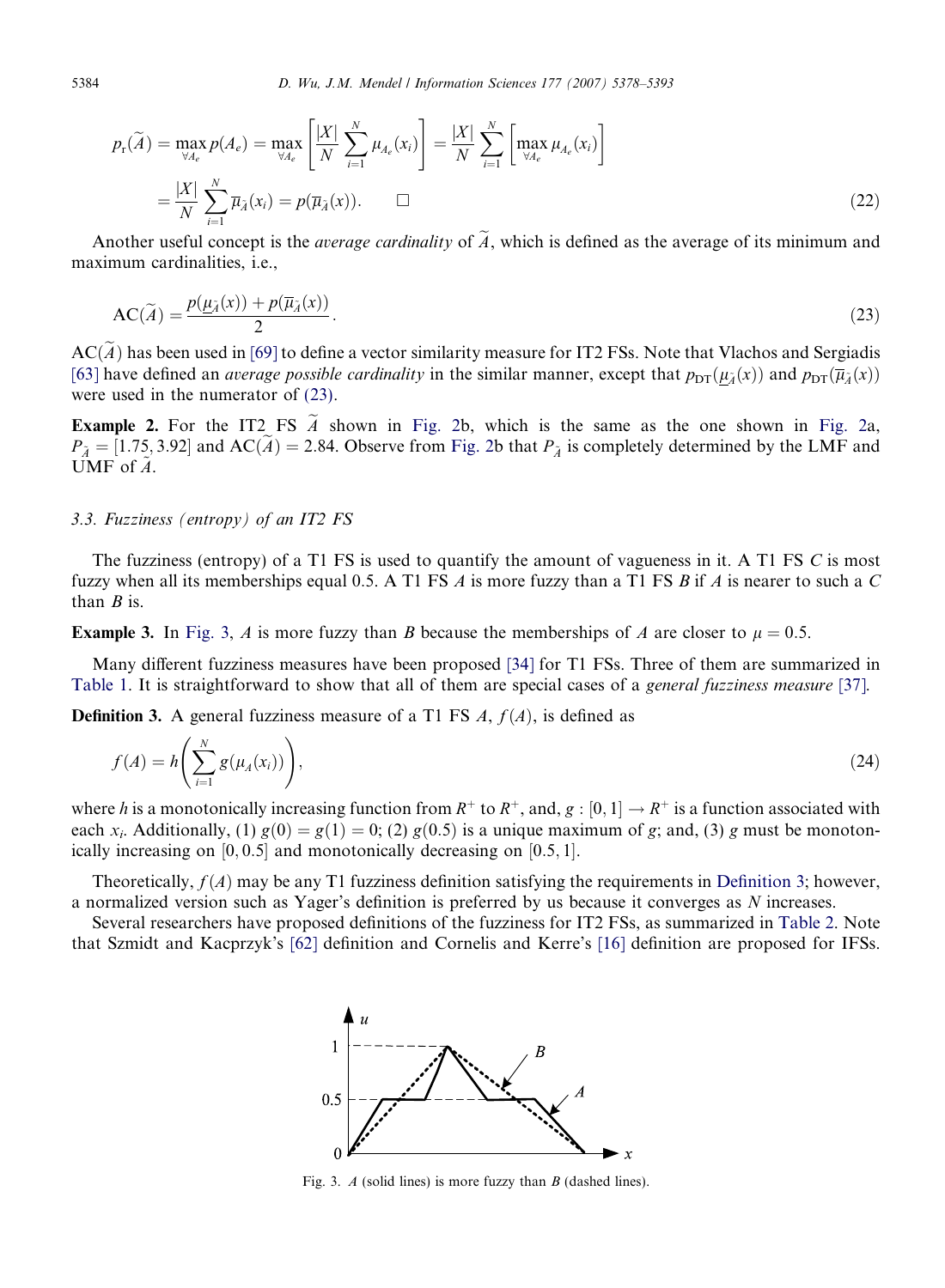$$p_r(\widetilde{A}) = \max_{\forall A_e} p(A_e) = \max_{\forall A_e}\left[\frac{|X|}{N}\sum_{i=1}^{N}\mu_{A_e}(x_i)\right] = \frac{|X|}{N}\sum_{i=1}^{N}\left[\max_{\forall A_e}\mu_{A_e}(x_i)\right]$$

$$= \frac{|X|}{N}\sum_{i=1}^{N}\overline{\mu}_{\widetilde{A}}(x_i) = p(\overline{\mu}_{\widetilde{A}}(x)). \qquad \square \tag{22}$$

Another useful concept is the *average cardinality* of $\widetilde{A}$, which is defined as the average of its minimum and maximum cardinalities, i.e.,

$$\mathrm{AC}(\widetilde{A}) = \frac{p(\underline{\mu}_{\widetilde{A}}(x)) + p(\overline{\mu}_{\widetilde{A}}(x))}{2}. \tag{23}$$

$\mathrm{AC}(\widetilde{A})$ has been used in [69] to define a vector similarity measure for IT2 FSs. Note that Vlachos and Sergiadis [63] have defined an *average possible cardinality* in the similar manner, except that $p_{\mathrm{DT}}(\underline{\mu}_{\widetilde{A}}(x))$ and $p_{\mathrm{DT}}(\overline{\mu}_{\widetilde{A}}(x))$ were used in the numerator of (23).

**Example 2.** For the IT2 FS $\widetilde{A}$ shown in Fig. 2b, which is the same as the one shown in Fig. 2a, $P_{\widetilde{A}} = [1.75, 3.92]$ and $\mathrm{AC}(\widetilde{A}) = 2.84$. Observe from Fig. 2b that $P_{\widetilde{A}}$ is completely determined by the LMF and UMF of $\widetilde{A}$.

### 3.3. Fuzziness (entropy) of an IT2 FS

The fuzziness (entropy) of a T1 FS is used to quantify the amount of vagueness in it. A T1 FS $C$ is most fuzzy when all its memberships equal 0.5. A T1 FS $A$ is more fuzzy than a T1 FS $B$ if $A$ is nearer to such a $C$ than $B$ is.

**Example 3.** In Fig. 3, $A$ is more fuzzy than $B$ because the memberships of $A$ are closer to $\mu = 0.5$.

Many different fuzziness measures have been proposed [34] for T1 FSs. Three of them are summarized in Table 1. It is straightforward to show that all of them are special cases of a *general fuzziness measure* [37].

**Definition 3.** A general fuzziness measure of a T1 FS $A$, $f(A)$, is defined as

$$f(A) = h\left(\sum_{i=1}^{N} g(\mu_A(x_i))\right), \tag{24}$$

where $h$ is a monotonically increasing function from $R^+$ to $R^+$, and, $g : [0, 1] \to R^+$ is a function associated with each $x_i$. Additionally, (1) $g(0) = g(1) = 0$; (2) $g(0.5)$ is a unique maximum of $g$; and, (3) $g$ must be monotonically increasing on $[0, 0.5]$ and monotonically decreasing on $[0.5, 1]$.

Theoretically, $f(A)$ may be any T1 fuzziness definition satisfying the requirements in Definition 3; however, a normalized version such as Yager's definition is preferred by us because it converges as $N$ increases.

Several researchers have proposed definitions of the fuzziness for IT2 FSs, as summarized in Table 2. Note that Szmidt and Kacprzyk's [62] definition and Cornelis and Kerre's [16] definition are proposed for IFSs.

Fig. 3. $A$ (solid lines) is more fuzzy than $B$ (dashed lines).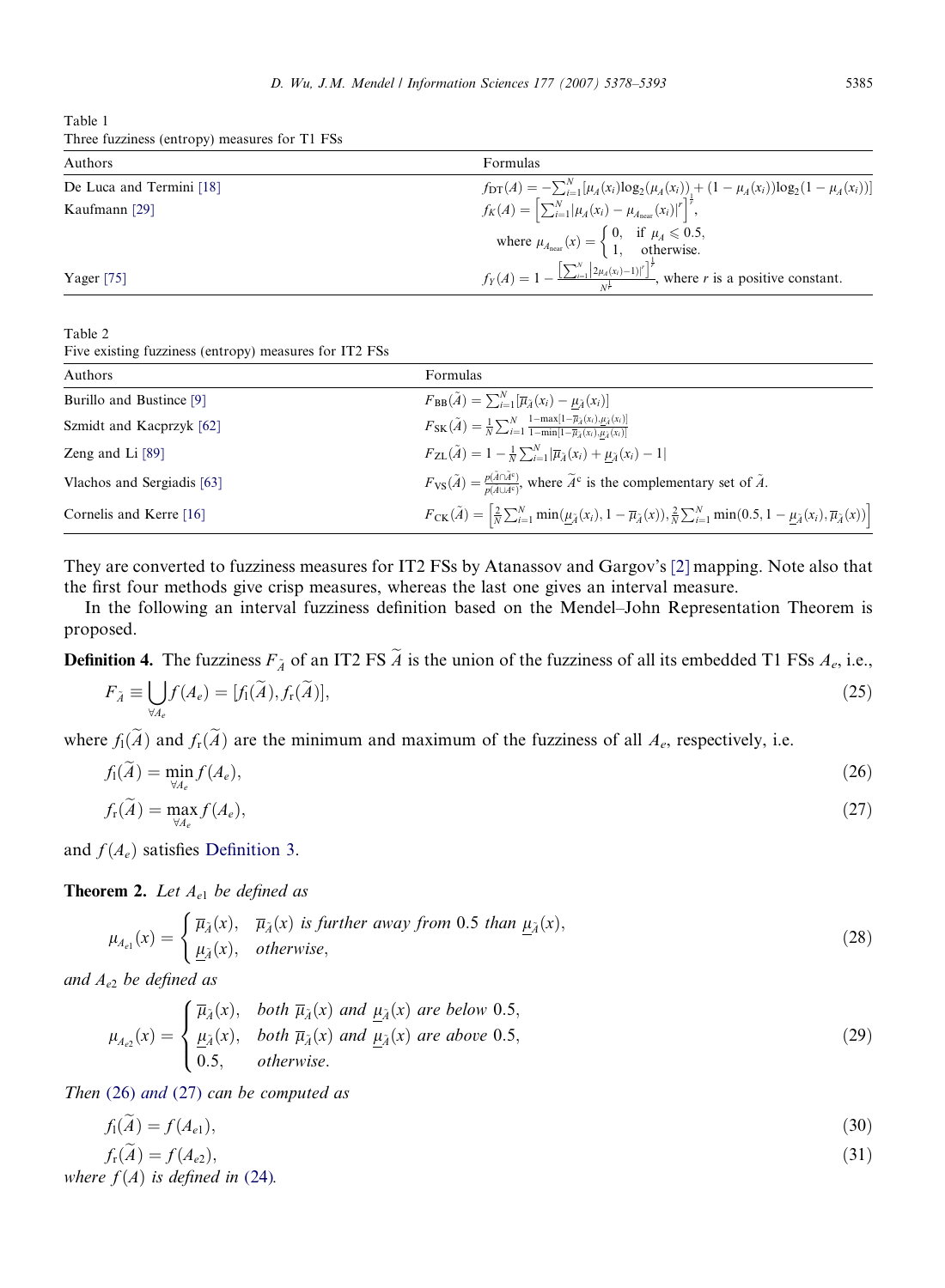Table 1
Three fuzziness (entropy) measures for T1 FSs

| Authors | Formulas |
|---|---|
| De Luca and Termini [18] | $f_{\mathrm{DT}}(A) = -\sum_{i=1}^{N}[\mu_A(x_i)\log_2(\mu_A(x_i)) + (1-\mu_A(x_i))\log_2(1-\mu_A(x_i))]$ |
| Kaufmann [29] | $f_K(A) = \left[\sum_{i=1}^{N}\lvert\mu_A(x_i) - \mu_{A_{\mathrm{near}}}(x_i)\rvert^r\right]^{\frac{1}{r}}$, where $\mu_{A_{\mathrm{near}}}(x) = \begin{cases} 0, & \text{if } \mu_A \leqslant 0.5, \\ 1, & \text{otherwise.} \end{cases}$ |
| Yager [75] | $f_Y(A) = 1 - \frac{\left[\sum_{i=1}^{N}\lvert 2\mu_A(x_i)-1)\rvert^r\right]^{\frac{1}{r}}}{N^{\frac{1}{r}}}$, where $r$ is a positive constant. |

Table 2
Five existing fuzziness (entropy) measures for IT2 FSs

| Authors | Formulas |
|---|---|
| Burillo and Bustince [9] | $F_{\mathrm{BB}}(\tilde{A}) = \sum_{i=1}^{N}[\overline{\mu}_{\tilde{A}}(x_i) - \underline{\mu}_{\tilde{A}}(x_i)]$ |
| Szmidt and Kacprzyk [62] | $F_{\mathrm{SK}}(\tilde{A}) = \frac{1}{N}\sum_{i=1}^{N}\frac{1-\max[1-\overline{\mu}_{\tilde{A}}(x_i),\underline{\mu}_{\tilde{A}}(x_i)]}{1-\min[1-\overline{\mu}_{\tilde{A}}(x_i),\underline{\mu}_{\tilde{A}}(x_i)]}$ |
| Zeng and Li [89] | $F_{\mathrm{ZL}}(\tilde{A}) = 1 - \frac{1}{N}\sum_{i=1}^{N}\lvert\overline{\mu}_{\tilde{A}}(x_i) + \underline{\mu}_{\tilde{A}}(x_i) - 1\rvert$ |
| Vlachos and Sergiadis [63] | $F_{\mathrm{VS}}(\tilde{A}) = \frac{p(\tilde{A}\cap\tilde{A}^c)}{p(\tilde{A}\cup\tilde{A}^c)}$, where $\widetilde{A}^c$ is the complementary set of $\tilde{A}$. |
| Cornelis and Kerre [16] | $F_{\mathrm{CK}}(\tilde{A}) = \left[\frac{2}{N}\sum_{i=1}^{N}\min(\underline{\mu}_{\tilde{A}}(x_i), 1-\overline{\mu}_{\tilde{A}}(x)), \frac{2}{N}\sum_{i=1}^{N}\min(0.5, 1-\underline{\mu}_{\tilde{A}}(x_i), \overline{\mu}_{\tilde{A}}(x))\right]$ |

They are converted to fuzziness measures for IT2 FSs by Atanassov and Gargov's [2] mapping. Note also that the first four methods give crisp measures, whereas the last one gives an interval measure.

In the following an interval fuzziness definition based on the Mendel–John Representation Theorem is proposed.

**Definition 4.** The fuzziness $F_{\widetilde{A}}$ of an IT2 FS $\widetilde{A}$ is the union of the fuzziness of all its embedded T1 FSs $A_e$, i.e.,

$$F_{\widetilde{A}} \equiv \bigcup_{\forall A_e} f(A_e) = [f_l(\widetilde{A}), f_r(\widetilde{A})], \tag{25}$$

where $f_l(\widetilde{A})$ and $f_r(\widetilde{A})$ are the minimum and maximum of the fuzziness of all $A_e$, respectively, i.e.

$$f_l(\widetilde{A}) = \min_{\forall A_e} f(A_e), \tag{26}$$

$$f_r(\widetilde{A}) = \max_{\forall A_e} f(A_e), \tag{27}$$

and $f(A_e)$ satisfies Definition 3.

**Theorem 2.** *Let $A_{e1}$ be defined as*

$$\mu_{A_{e1}}(x) = \begin{cases} \overline{\mu}_{\tilde{A}}(x), & \overline{\mu}_{\tilde{A}}(x) \text{ is further away from 0.5 than } \underline{\mu}_{\tilde{A}}(x), \\ \underline{\mu}_{\tilde{A}}(x), & \text{otherwise}, \end{cases} \tag{28}$$

*and $A_{e2}$ be defined as*

$$\mu_{A_{e2}}(x) = \begin{cases} \overline{\mu}_{\tilde{A}}(x), & \text{both } \overline{\mu}_{\tilde{A}}(x) \text{ and } \underline{\mu}_{\tilde{A}}(x) \text{ are below 0.5}, \\ \underline{\mu}_{\tilde{A}}(x), & \text{both } \overline{\mu}_{\tilde{A}}(x) \text{ and } \underline{\mu}_{\tilde{A}}(x) \text{ are above 0.5}, \\ 0.5, & \text{otherwise}. \end{cases} \tag{29}$$

*Then (26) and (27) can be computed as*

$$f_l(\widetilde{A}) = f(A_{e1}), \tag{30}$$

$$f_r(\widetilde{A}) = f(A_{e2}), \tag{31}$$

*where $f(A)$ is defined in (24).*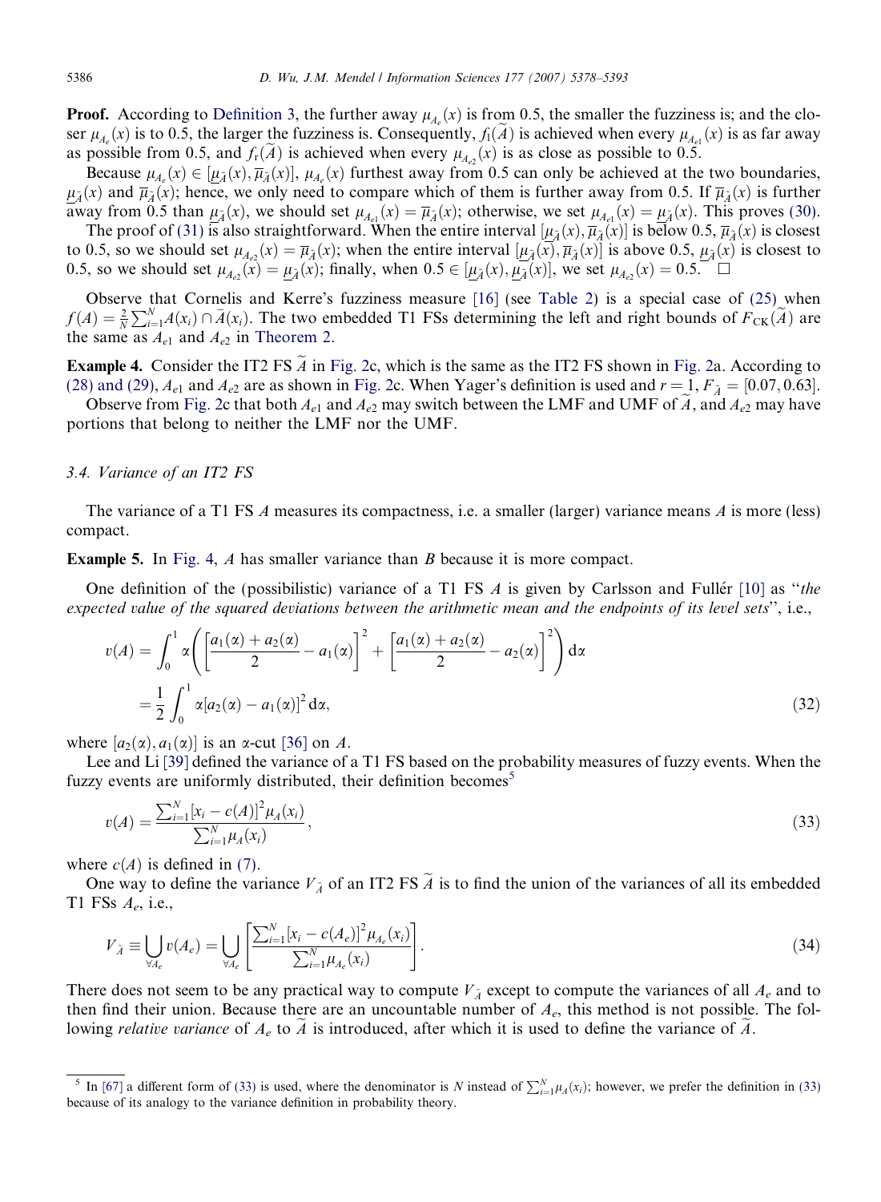**Proof.** According to Definition 3, the further away $\mu_{A_e}(x)$ is from 0.5, the smaller the fuzziness is; and the closer $\mu_{A_e}(x)$ is to 0.5, the larger the fuzziness is. Consequently, $f_l(\widetilde{A})$ is achieved when every $\mu_{A_{e1}}(x)$ is as far away as possible from 0.5, and $f_r(\widetilde{A})$ is achieved when every $\mu_{A_{e2}}(x)$ is as close as possible to 0.5.

Because $\mu_{A_e}(x) \in [\underline{\mu}_{\widetilde{A}}(x), \overline{\mu}_{\widetilde{A}}(x)]$, $\mu_{A_e}(x)$ furthest away from 0.5 can only be achieved at the two boundaries, $\underline{\mu}_{\widetilde{A}}(x)$ and $\overline{\mu}_{\widetilde{A}}(x)$; hence, we only need to compare which of them is further away from 0.5. If $\overline{\mu}_{\widetilde{A}}(x)$ is further away from 0.5 than $\underline{\mu}_{\widetilde{A}}(x)$, we should set $\mu_{A_{e1}}(x) = \overline{\mu}_{\widetilde{A}}(x)$; otherwise, we set $\mu_{A_{e1}}(x) = \underline{\mu}_{\widetilde{A}}(x)$. This proves (30).

The proof of (31) is also straightforward. When the entire interval $[\underline{\mu}_{\widetilde{A}}(x), \overline{\mu}_{\widetilde{A}}(x)]$ is below 0.5, $\overline{\mu}_{\widetilde{A}}(x)$ is closest to 0.5, so we should set $\mu_{A_{e2}}(x) = \overline{\mu}_{\widetilde{A}}(x)$; when the entire interval $[\underline{\mu}_{\widetilde{A}}(x), \overline{\mu}_{\widetilde{A}}(x)]$ is above 0.5, $\underline{\mu}_{\widetilde{A}}(x)$ is closest to 0.5, so we should set $\mu_{A_{e2}}(x) = \underline{\mu}_{\widetilde{A}}(x)$; finally, when $0.5 \in [\underline{\mu}_{\widetilde{A}}(x), \overline{\mu}_{\widetilde{A}}(x)]$, we set $\mu_{A_{e2}}(x) = 0.5$. $\square$

Observe that Cornelis and Kerre's fuzziness measure [16] (see Table 2) is a special case of (25) when $f(A) = \frac{2}{N}\sum_{i=1}^{N} A(x_i) \cap \bar{A}(x_i)$. The two embedded T1 FSs determining the left and right bounds of $F_{\text{CK}}(\widetilde{A})$ are the same as $A_{e1}$ and $A_{e2}$ in Theorem 2.

**Example 4.** Consider the IT2 FS $\widetilde{A}$ in Fig. 2c, which is the same as the IT2 FS shown in Fig. 2a. According to (28) and (29), $A_{e1}$ and $A_{e2}$ are as shown in Fig. 2c. When Yager's definition is used and $r = 1$, $F_{\widetilde{A}} = [0.07, 0.63]$.

Observe from Fig. 2c that both $A_{e1}$ and $A_{e2}$ may switch between the LMF and UMF of $\widetilde{A}$, and $A_{e2}$ may have portions that belong to neither the LMF nor the UMF.

### 3.4. Variance of an IT2 FS

The variance of a T1 FS $A$ measures its compactness, i.e. a smaller (larger) variance means $A$ is more (less) compact.

**Example 5.** In Fig. 4, $A$ has smaller variance than $B$ because it is more compact.

One definition of the (possibilistic) variance of a T1 FS $A$ is given by Carlsson and Fullér [10] as "*the expected value of the squared deviations between the arithmetic mean and the endpoints of its level sets*", i.e.,

$$
\begin{aligned}
v(A) &= \int_0^1 \alpha\left(\left[\frac{a_1(\alpha)+a_2(\alpha)}{2} - a_1(\alpha)\right]^2 + \left[\frac{a_1(\alpha)+a_2(\alpha)}{2} - a_2(\alpha)\right]^2\right) \mathrm{d}\alpha \\
&= \frac{1}{2}\int_0^1 \alpha[a_2(\alpha) - a_1(\alpha)]^2 \,\mathrm{d}\alpha,
\end{aligned}
\tag{32}
$$

where $[a_2(\alpha), a_1(\alpha)]$ is an $\alpha$-cut [36] on $A$.

Lee and Li [39] defined the variance of a T1 FS based on the probability measures of fuzzy events. When the fuzzy events are uniformly distributed, their definition becomes[5]

$$
v(A) = \frac{\sum_{i=1}^{N}[x_i - c(A)]^2 \mu_A(x_i)}{\sum_{i=1}^{N}\mu_A(x_i)},
\tag{33}
$$

where $c(A)$ is defined in (7).

One way to define the variance $V_{\widetilde{A}}$ of an IT2 FS $\widetilde{A}$ is to find the union of the variances of all its embedded T1 FSs $A_e$, i.e.,

$$
V_{\widetilde{A}} \equiv \bigcup_{\forall A_e} v(A_e) = \bigcup_{\forall A_e}\left[\frac{\sum_{i=1}^{N}[x_i - c(A_e)]^2 \mu_{A_e}(x_i)}{\sum_{i=1}^{N}\mu_{A_e}(x_i)}\right].
\tag{34}
$$

There does not seem to be any practical way to compute $V_{\widetilde{A}}$ except to compute the variances of all $A_e$ and to then find their union. Because there are an uncountable number of $A_e$, this method is not possible. The following *relative variance* of $A_e$ to $\widetilde{A}$ is introduced, after which it is used to define the variance of $\widetilde{A}$.

[5] In [67] a different form of (33) is used, where the denominator is $N$ instead of $\sum_{i=1}^{N}\mu_A(x_i)$; however, we prefer the definition in (33) because of its analogy to the variance definition in probability theory.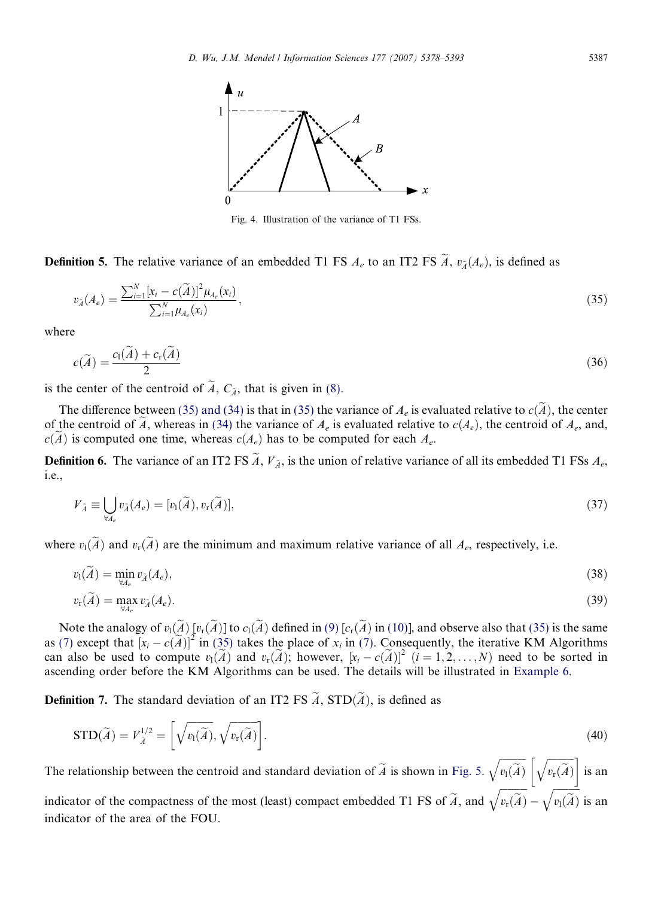Fig. 4. Illustration of the variance of T1 FSs.

**Definition 5.** The relative variance of an embedded T1 FS $A_e$ to an IT2 FS $\widetilde{A}$, $v_{\widetilde{A}}(A_e)$, is defined as

$$v_{\widetilde{A}}(A_e) = \frac{\sum_{i=1}^{N}[x_i - c(\widetilde{A})]^2 \mu_{A_e}(x_i)}{\sum_{i=1}^{N}\mu_{A_e}(x_i)}, \tag{35}$$

where

$$c(\widetilde{A}) = \frac{c_l(\widetilde{A}) + c_r(\widetilde{A})}{2} \tag{36}$$

is the center of the centroid of $\widetilde{A}$, $C_{\widetilde{A}}$, that is given in (8).

The difference between (35) and (34) is that in (35) the variance of $A_e$ is evaluated relative to $c(\widetilde{A})$, the center of the centroid of $\widetilde{A}$, whereas in (34) the variance of $A_e$ is evaluated relative to $c(A_e)$, the centroid of $A_e$, and, $c(\widetilde{A})$ is computed one time, whereas $c(A_e)$ has to be computed for each $A_e$.

**Definition 6.** The variance of an IT2 FS $\widetilde{A}$, $V_{\widetilde{A}}$, is the union of relative variance of all its embedded T1 FSs $A_e$, i.e.,

$$V_{\widetilde{A}} \equiv \bigcup_{\forall A_e} v_{\widetilde{A}}(A_e) = [v_l(\widetilde{A}), v_r(\widetilde{A})], \tag{37}$$

where $v_l(\widetilde{A})$ and $v_r(\widetilde{A})$ are the minimum and maximum relative variance of all $A_e$, respectively, i.e.

$$v_l(\widetilde{A}) = \min_{\forall A_e} v_{\widetilde{A}}(A_e), \tag{38}$$

$$v_r(\widetilde{A}) = \max_{\forall A_e} v_{\widetilde{A}}(A_e). \tag{39}$$

Note the analogy of $v_l(\widetilde{A})$ [$v_r(\widetilde{A})$] to $c_l(\widetilde{A})$ defined in (9) [$c_r(\widetilde{A})$ in (10)], and observe also that (35) is the same as (7) except that $[x_i - c(\widetilde{A})]^2$ in (35) takes the place of $x_i$ in (7). Consequently, the iterative KM Algorithms can also be used to compute $v_l(\widetilde{A})$ and $v_r(\widetilde{A})$; however, $[x_i - c(\widetilde{A})]^2$ $(i = 1, 2, \ldots, N)$ need to be sorted in ascending order before the KM Algorithms can be used. The details will be illustrated in Example 6.

**Definition 7.** The standard deviation of an IT2 FS $\widetilde{A}$, $\mathrm{STD}(\widetilde{A})$, is defined as

$$\mathrm{STD}(\widetilde{A}) = V_{\widetilde{A}}^{1/2} = \left[\sqrt{v_l(\widetilde{A})}, \sqrt{v_r(\widetilde{A})}\right]. \tag{40}$$

The relationship between the centroid and standard deviation of $\widetilde{A}$ is shown in Fig. 5. $\sqrt{v_l(\widetilde{A})}$ $\left[\sqrt{v_r(\widetilde{A})}\right]$ is an indicator of the compactness of the most (least) compact embedded T1 FS of $\widetilde{A}$, and $\sqrt{v_r(\widetilde{A})} - \sqrt{v_l(\widetilde{A})}$ is an indicator of the area of the FOU.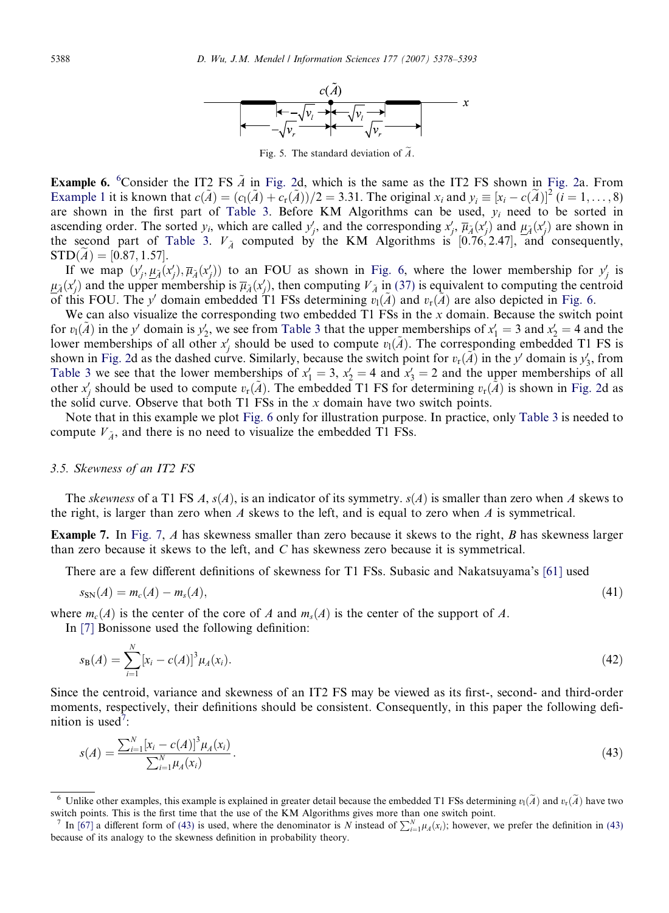Fig. 5. The standard deviation of $\widetilde{A}$.

**Example 6.** [6]Consider the IT2 FS $\tilde{A}$ in Fig. 2d, which is the same as the IT2 FS shown in Fig. 2a. From Example 1 it is known that $c(\tilde{A}) = (c_l(\tilde{A}) + c_r(\tilde{A}))/2 = 3.31$. The original $x_i$ and $y_i \equiv [x_i - c(\tilde{A})]^2$ $(i = 1, \ldots, 8)$ are shown in the first part of Table 3. Before KM Algorithms can be used, $y_i$ need to be sorted in ascending order. The sorted $y_i$, which are called $y'_j$, and the corresponding $x'_j$, $\overline{\mu}_{\tilde{A}}(x'_j)$ and $\underline{\mu}_{\tilde{A}}(x'_j)$ are shown in the second part of Table 3. $V_{\tilde{A}}$ computed by the KM Algorithms is $[0.76, 2.47]$, and consequently, $\text{STD}(\tilde{A}) = [0.87, 1.57]$.

If we map $(y'_j, \underline{\mu}_{\tilde{A}}(x'_j), \overline{\mu}_{\tilde{A}}(x'_j))$ to an FOU as shown in Fig. 6, where the lower membership for $y'_j$ is $\underline{\mu}_{\tilde{A}}(x'_j)$ and the upper membership is $\overline{\mu}_{\tilde{A}}(x'_j)$, then computing $V_{\tilde{A}}$ in (37) is equivalent to computing the centroid of this FOU. The $y'$ domain embedded T1 FSs determining $v_l(\tilde{A})$ and $v_r(\tilde{A})$ are also depicted in Fig. 6.

We can also visualize the corresponding two embedded T1 FSs in the $x$ domain. Because the switch point for $v_l(\tilde{A})$ in the $y'$ domain is $y'_2$, we see from Table 3 that the upper memberships of $x'_1 = 3$ and $x'_2 = 4$ and the lower memberships of all other $x'_j$ should be used to compute $v_l(\tilde{A})$. The corresponding embedded T1 FS is shown in Fig. 2d as the dashed curve. Similarly, because the switch point for $v_r(\tilde{A})$ in the $y'$ domain is $y'_3$, from Table 3 we see that the lower memberships of $x'_1 = 3$, $x'_2 = 4$ and $x'_3 = 2$ and the upper memberships of all other $x'_j$ should be used to compute $v_r(\tilde{A})$. The embedded T1 FS for determining $v_r(\tilde{A})$ is shown in Fig. 2d as the solid curve. Observe that both T1 FSs in the $x$ domain have two switch points.

Note that in this example we plot Fig. 6 only for illustration purpose. In practice, only Table 3 is needed to compute $V_{\tilde{A}}$, and there is no need to visualize the embedded T1 FSs.

### 3.5. Skewness of an IT2 FS

The *skewness* of a T1 FS $A$, $s(A)$, is an indicator of its symmetry. $s(A)$ is smaller than zero when $A$ skews to the right, is larger than zero when $A$ skews to the left, and is equal to zero when $A$ is symmetrical.

**Example 7.** In Fig. 7, $A$ has skewness smaller than zero because it skews to the right, $B$ has skewness larger than zero because it skews to the left, and $C$ has skewness zero because it is symmetrical.

There are a few different definitions of skewness for T1 FSs. Subasic and Nakatsuyama's [61] used

$$s_{\text{SN}}(A) = m_c(A) - m_s(A), \tag{41}$$

where $m_c(A)$ is the center of the core of $A$ and $m_s(A)$ is the center of the support of $A$.

In [7] Bonissone used the following definition:

$$s_{\text{B}}(A) = \sum_{i=1}^{N} [x_i - c(A)]^3 \mu_A(x_i). \tag{42}$$

Since the centroid, variance and skewness of an IT2 FS may be viewed as its first-, second- and third-order moments, respectively, their definitions should be consistent. Consequently, in this paper the following definition is used[7]:

$$s(A) = \frac{\sum_{i=1}^{N} [x_i - c(A)]^3 \mu_A(x_i)}{\sum_{i=1}^{N} \mu_A(x_i)}. \tag{43}$$

[6] Unlike other examples, this example is explained in greater detail because the embedded T1 FSs determining $v_l(\tilde{A})$ and $v_r(\tilde{A})$ have two switch points. This is the first time that the use of the KM Algorithms gives more than one switch point.

[7] In [67] a different form of (43) is used, where the denominator is $N$ instead of $\sum_{i=1}^{N} \mu_A(x_i)$; however, we prefer the definition in (43) because of its analogy to the skewness definition in probability theory.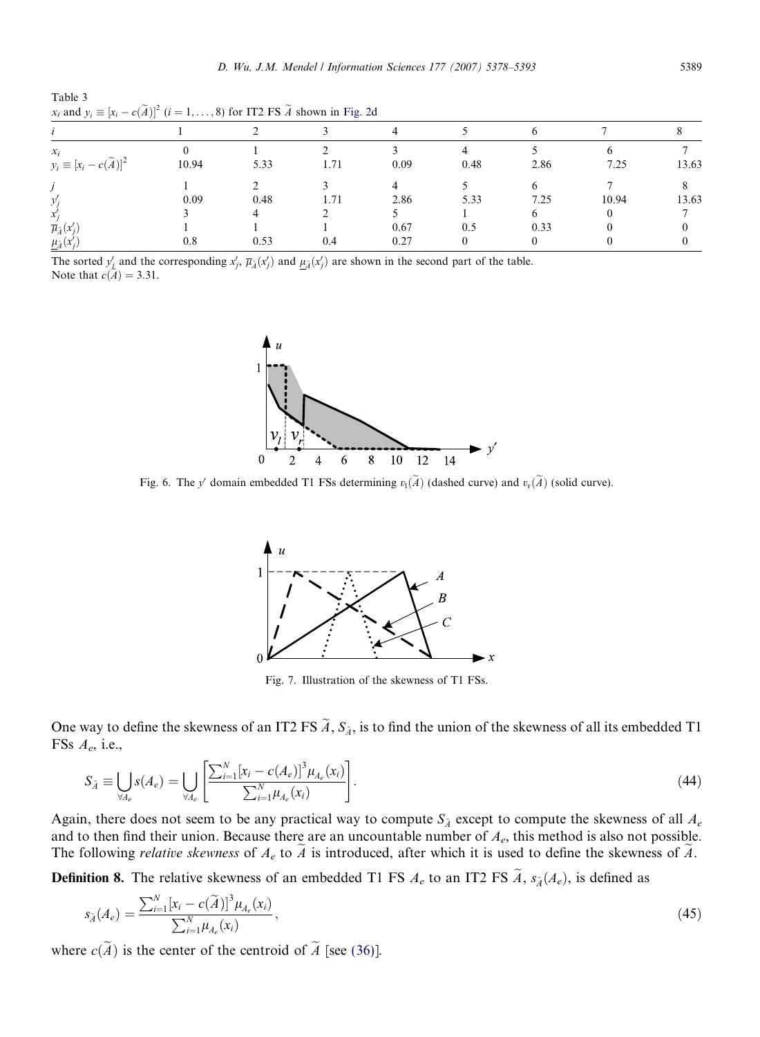Table 3
$x_i$ and $y_i \equiv [x_i - c(\widetilde{A})]^2$ ($i = 1, \ldots, 8$) for IT2 FS $\widetilde{A}$ shown in Fig. 2d

| $i$ | 1 | 2 | 3 | 4 | 5 | 6 | 7 | 8 |
|---|---|---|---|---|---|---|---|---|
| $x_i$ | 0 | 1 | 2 | 3 | 4 | 5 | 6 | 7 |
| $y_i \equiv [x_i - c(\widetilde{A})]^2$ | 10.94 | 5.33 | 1.71 | 0.09 | 0.48 | 2.86 | 7.25 | 13.63 |
| $j$ | 1 | 2 | 3 | 4 | 5 | 6 | 7 | 8 |
| $y'_j$ | 0.09 | 0.48 | 1.71 | 2.86 | 5.33 | 7.25 | 10.94 | 13.63 |
| $x'_j$ | 3 | 4 | 2 | 5 | 1 | 6 | 0 | 7 |
| $\overline{\mu}_{\widetilde{A}}(x'_j)$ | 1 | 1 | 1 | 0.67 | 0.5 | 0.33 | 0 | 0 |
| $\underline{\mu}_{\widetilde{A}}(x'_j)$ | 0.8 | 0.53 | 0.4 | 0.27 | 0 | 0 | 0 | 0 |

The sorted $y'_j$ and the corresponding $x'_j$, $\overline{\mu}_{\widetilde{A}}(x'_j)$ and $\underline{\mu}_{\widetilde{A}}(x'_j)$ are shown in the second part of the table.
Note that $c(\widetilde{A}) = 3.31$.

Fig. 6. The $y'$ domain embedded T1 FSs determining $v_l(\widetilde{A})$ (dashed curve) and $v_r(\widetilde{A})$ (solid curve).

Fig. 7. Illustration of the skewness of T1 FSs.

One way to define the skewness of an IT2 FS $\widetilde{A}$, $S_{\widetilde{A}}$, is to find the union of the skewness of all its embedded T1 FSs $A_e$, i.e.,

$$S_{\widetilde{A}} \equiv \bigcup_{\forall A_e} s(A_e) = \bigcup_{\forall A_e} \left[ \frac{\sum_{i=1}^{N} [x_i - c(A_e)]^3 \mu_{A_e}(x_i)}{\sum_{i=1}^{N} \mu_{A_e}(x_i)} \right]. \tag{44}$$

Again, there does not seem to be any practical way to compute $S_{\widetilde{A}}$ except to compute the skewness of all $A_e$ and to then find their union. Because there are an uncountable number of $A_e$, this method is also not possible. The following *relative skewness* of $A_e$ to $\widetilde{A}$ is introduced, after which it is used to define the skewness of $\widetilde{A}$.

**Definition 8.** The relative skewness of an embedded T1 FS $A_e$ to an IT2 FS $\widetilde{A}$, $s_{\widetilde{A}}(A_e)$, is defined as

$$s_{\widetilde{A}}(A_e) = \frac{\sum_{i=1}^{N} [x_i - c(\widetilde{A})]^3 \mu_{A_e}(x_i)}{\sum_{i=1}^{N} \mu_{A_e}(x_i)}, \tag{45}$$

where $c(\widetilde{A})$ is the center of the centroid of $\widetilde{A}$ [see (36)].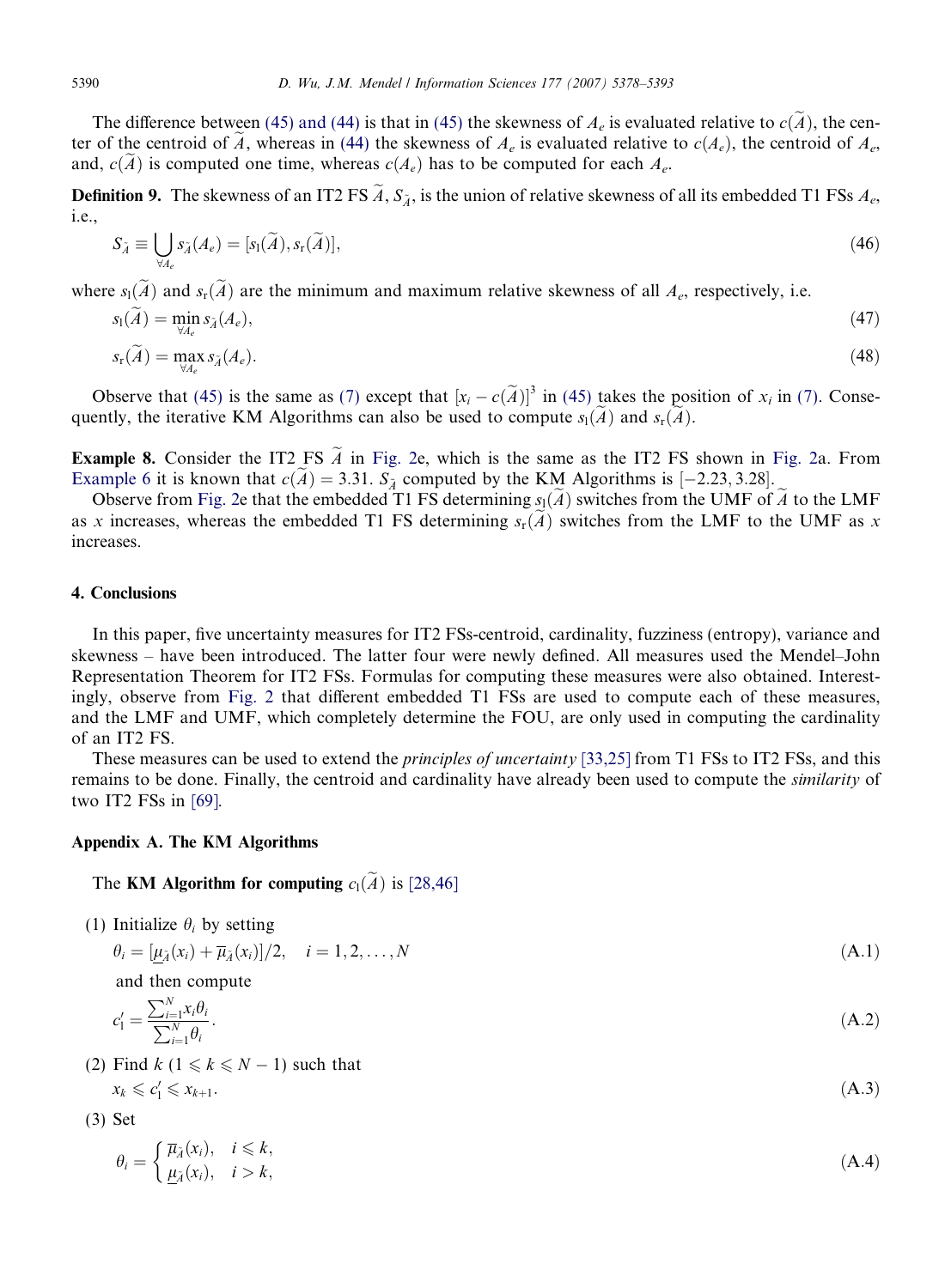The difference between (45) and (44) is that in (45) the skewness of $A_e$ is evaluated relative to $c(\widetilde{A})$, the center of the centroid of $\widetilde{A}$, whereas in (44) the skewness of $A_e$ is evaluated relative to $c(A_e)$, the centroid of $A_e$, and, $c(\widetilde{A})$ is computed one time, whereas $c(A_e)$ has to be computed for each $A_e$.

**Definition 9.** The skewness of an IT2 FS $\widetilde{A}$, $S_{\widetilde{A}}$, is the union of relative skewness of all its embedded T1 FSs $A_e$, i.e.,

$$S_{\widetilde{A}} \equiv \bigcup_{\forall A_e} s_{\widetilde{A}}(A_e) = [s_l(\widetilde{A}), s_r(\widetilde{A})], \tag{46}$$

where $s_l(\widetilde{A})$ and $s_r(\widetilde{A})$ are the minimum and maximum relative skewness of all $A_e$, respectively, i.e.

$$s_l(\widetilde{A}) = \min_{\forall A_e} s_{\widetilde{A}}(A_e), \tag{47}$$

$$s_r(\widetilde{A}) = \max_{\forall A_e} s_{\widetilde{A}}(A_e). \tag{48}$$

Observe that (45) is the same as (7) except that $[x_i - c(\widetilde{A})]^3$ in (45) takes the position of $x_i$ in (7). Consequently, the iterative KM Algorithms can also be used to compute $s_l(\widetilde{A})$ and $s_r(\widetilde{A})$.

**Example 8.** Consider the IT2 FS $\widetilde{A}$ in Fig. 2e, which is the same as the IT2 FS shown in Fig. 2a. From Example 6 it is known that $c(\widetilde{A}) = 3.31$. $S_{\widetilde{A}}$ computed by the KM Algorithms is $[-2.23, 3.28]$.

Observe from Fig. 2e that the embedded T1 FS determining $s_l(\widetilde{A})$ switches from the UMF of $\widetilde{A}$ to the LMF as $x$ increases, whereas the embedded T1 FS determining $s_r(\widetilde{A})$ switches from the LMF to the UMF as $x$ increases.

## 4. Conclusions

In this paper, five uncertainty measures for IT2 FSs-centroid, cardinality, fuzziness (entropy), variance and skewness – have been introduced. The latter four were newly defined. All measures used the Mendel–John Representation Theorem for IT2 FSs. Formulas for computing these measures were also obtained. Interestingly, observe from Fig. 2 that different embedded T1 FSs are used to compute each of these measures, and the LMF and UMF, which completely determine the FOU, are only used in computing the cardinality of an IT2 FS.

These measures can be used to extend the *principles of uncertainty* [33,25] from T1 FSs to IT2 FSs, and this remains to be done. Finally, the centroid and cardinality have already been used to compute the *similarity* of two IT2 FSs in [69].

## Appendix A. The KM Algorithms

The **KM Algorithm for computing** $c_l(\widetilde{A})$ is [28,46]

(1) Initialize $\theta_i$ by setting

$$\theta_i = [\underline{\mu}_{\widetilde{A}}(x_i) + \overline{\mu}_{\widetilde{A}}(x_i)]/2, \quad i = 1, 2, \ldots, N \tag{A.1}$$

and then compute

$$c_l' = \frac{\sum_{i=1}^{N} x_i \theta_i}{\sum_{i=1}^{N} \theta_i}. \tag{A.2}$$

(2) Find $k$ ($1 \leqslant k \leqslant N-1$) such that

$$x_k \leqslant c_l' \leqslant x_{k+1}. \tag{A.3}$$

(3) Set

$$\theta_i = \begin{cases} \overline{\mu}_{\widetilde{A}}(x_i), & i \leqslant k, \\ \underline{\mu}_{\widetilde{A}}(x_i), & i > k, \end{cases} \tag{A.4}$$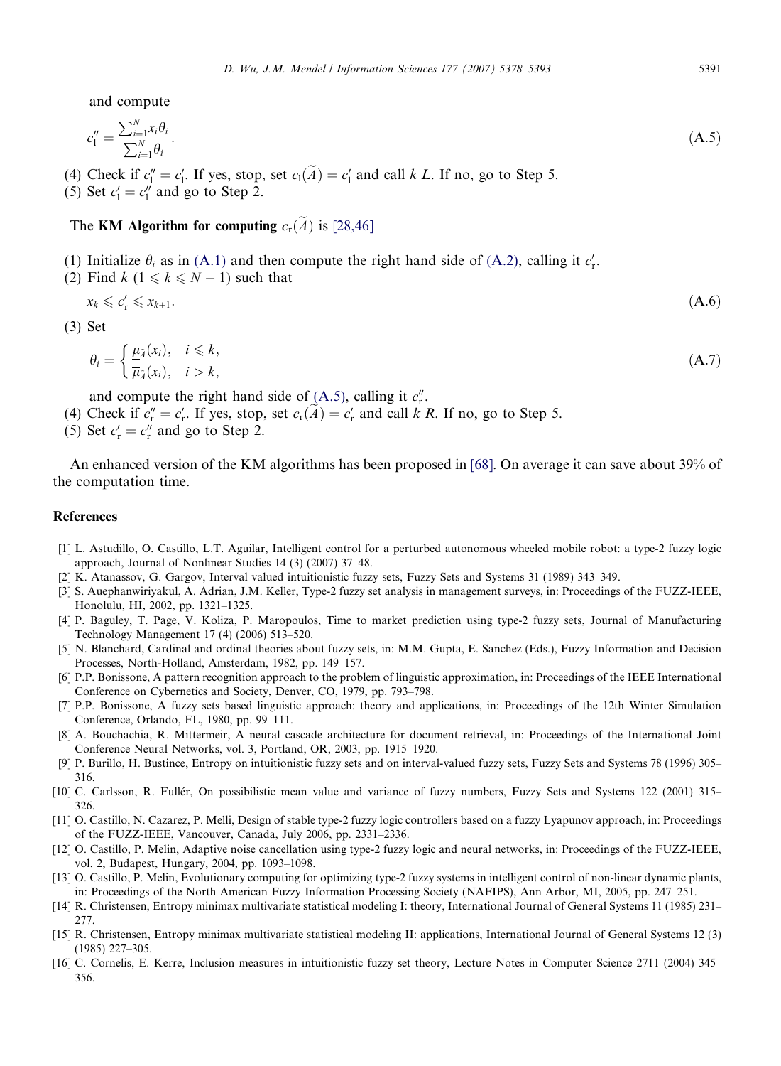and compute

$$c_l'' = \frac{\sum_{i=1}^{N} x_i \theta_i}{\sum_{i=1}^{N} \theta_i}. \tag{A.5}$$

(4) Check if $c_l'' = c_l'$. If yes, stop, set $c_l(\widetilde{A}) = c_l'$ and call $k$ $L$. If no, go to Step 5.
(5) Set $c_l' = c_l''$ and go to Step 2.

The **KM Algorithm for computing** $c_r(\widetilde{A})$ is [28,46]

(1) Initialize $\theta_i$ as in (A.1) and then compute the right hand side of (A.2), calling it $c_r'$.
(2) Find $k$ ($1 \leqslant k \leqslant N-1$) such that

$$x_k \leqslant c_r' \leqslant x_{k+1}. \tag{A.6}$$

(3) Set

$$\theta_i = \begin{cases} \underline{\mu}_{\widetilde{A}}(x_i), & i \leqslant k, \\ \overline{\mu}_{\widetilde{A}}(x_i), & i > k, \end{cases} \tag{A.7}$$

and compute the right hand side of (A.5), calling it $c_r''$.
(4) Check if $c_r'' = c_r'$. If yes, stop, set $c_r(\widetilde{A}) = c_r'$ and call $k$ $R$. If no, go to Step 5.
(5) Set $c_r' = c_r''$ and go to Step 2.

An enhanced version of the KM algorithms has been proposed in [68]. On average it can save about 39% of the computation time.

## References

[1] L. Astudillo, O. Castillo, L.T. Aguilar, Intelligent control for a perturbed autonomous wheeled mobile robot: a type-2 fuzzy logic approach, Journal of Nonlinear Studies 14 (3) (2007) 37–48.
[2] K. Atanassov, G. Gargov, Interval valued intuitionistic fuzzy sets, Fuzzy Sets and Systems 31 (1989) 343–349.
[3] S. Auephanwiriyakul, A. Adrian, J.M. Keller, Type-2 fuzzy set analysis in management surveys, in: Proceedings of the FUZZ-IEEE, Honolulu, HI, 2002, pp. 1321–1325.
[4] P. Baguley, T. Page, V. Koliza, P. Maropoulos, Time to market prediction using type-2 fuzzy sets, Journal of Manufacturing Technology Management 17 (4) (2006) 513–520.
[5] N. Blanchard, Cardinal and ordinal theories about fuzzy sets, in: M.M. Gupta, E. Sanchez (Eds.), Fuzzy Information and Decision Processes, North-Holland, Amsterdam, 1982, pp. 149–157.
[6] P.P. Bonissone, A pattern recognition approach to the problem of linguistic approximation, in: Proceedings of the IEEE International Conference on Cybernetics and Society, Denver, CO, 1979, pp. 793–798.
[7] P.P. Bonissone, A fuzzy sets based linguistic approach: theory and applications, in: Proceedings of the 12th Winter Simulation Conference, Orlando, FL, 1980, pp. 99–111.
[8] A. Bouchachia, R. Mittermeir, A neural cascade architecture for document retrieval, in: Proceedings of the International Joint Conference Neural Networks, vol. 3, Portland, OR, 2003, pp. 1915–1920.
[9] P. Burillo, H. Bustince, Entropy on intuitionistic fuzzy sets and on interval-valued fuzzy sets, Fuzzy Sets and Systems 78 (1996) 305–316.
[10] C. Carlsson, R. Fullér, On possibilistic mean value and variance of fuzzy numbers, Fuzzy Sets and Systems 122 (2001) 315–326.
[11] O. Castillo, N. Cazarez, P. Melli, Design of stable type-2 fuzzy logic controllers based on a fuzzy Lyapunov approach, in: Proceedings of the FUZZ-IEEE, Vancouver, Canada, July 2006, pp. 2331–2336.
[12] O. Castillo, P. Melin, Adaptive noise cancellation using type-2 fuzzy logic and neural networks, in: Proceedings of the FUZZ-IEEE, vol. 2, Budapest, Hungary, 2004, pp. 1093–1098.
[13] O. Castillo, P. Melin, Evolutionary computing for optimizing type-2 fuzzy systems in intelligent control of non-linear dynamic plants, in: Proceedings of the North American Fuzzy Information Processing Society (NAFIPS), Ann Arbor, MI, 2005, pp. 247–251.
[14] R. Christensen, Entropy minimax multivariate statistical modeling I: theory, International Journal of General Systems 11 (1985) 231–277.
[15] R. Christensen, Entropy minimax multivariate statistical modeling II: applications, International Journal of General Systems 12 (3) (1985) 227–305.
[16] C. Cornelis, E. Kerre, Inclusion measures in intuitionistic fuzzy set theory, Lecture Notes in Computer Science 2711 (2004) 345–356.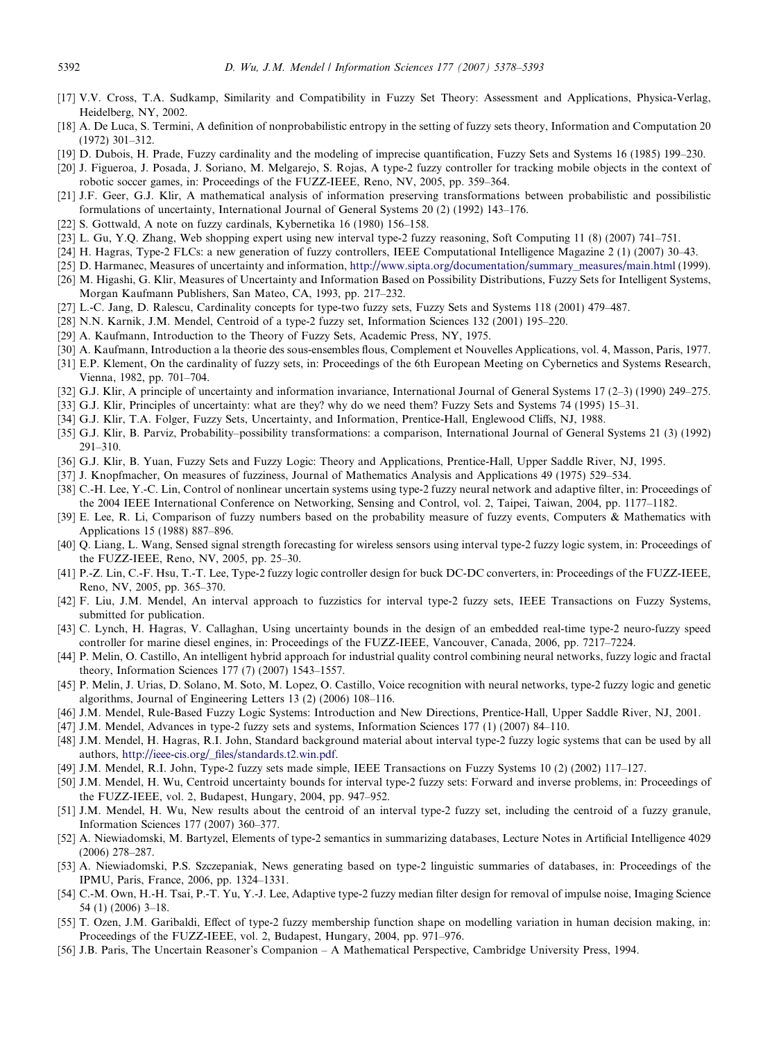[17] V.V. Cross, T.A. Sudkamp, Similarity and Compatibility in Fuzzy Set Theory: Assessment and Applications, Physica-Verlag, Heidelberg, NY, 2002.

[18] A. De Luca, S. Termini, A definition of nonprobabilistic entropy in the setting of fuzzy sets theory, Information and Computation 20 (1972) 301–312.

[19] D. Dubois, H. Prade, Fuzzy cardinality and the modeling of imprecise quantification, Fuzzy Sets and Systems 16 (1985) 199–230.

[20] J. Figueroa, J. Posada, J. Soriano, M. Melgarejo, S. Rojas, A type-2 fuzzy controller for tracking mobile objects in the context of robotic soccer games, in: Proceedings of the FUZZ-IEEE, Reno, NV, 2005, pp. 359–364.

[21] J.F. Geer, G.J. Klir, A mathematical analysis of information preserving transformations between probabilistic and possibilistic formulations of uncertainty, International Journal of General Systems 20 (2) (1992) 143–176.

[22] S. Gottwald, A note on fuzzy cardinals, Kybernetika 16 (1980) 156–158.

[23] L. Gu, Y.Q. Zhang, Web shopping expert using new interval type-2 fuzzy reasoning, Soft Computing 11 (8) (2007) 741–751.

[24] H. Hagras, Type-2 FLCs: a new generation of fuzzy controllers, IEEE Computational Intelligence Magazine 2 (1) (2007) 30–43.

[25] D. Harmanec, Measures of uncertainty and information, http://www.sipta.org/documentation/summary_measures/main.html (1999).

[26] M. Higashi, G. Klir, Measures of Uncertainty and Information Based on Possibility Distributions, Fuzzy Sets for Intelligent Systems, Morgan Kaufmann Publishers, San Mateo, CA, 1993, pp. 217–232.

[27] L.-C. Jang, D. Ralescu, Cardinality concepts for type-two fuzzy sets, Fuzzy Sets and Systems 118 (2001) 479–487.

[28] N.N. Karnik, J.M. Mendel, Centroid of a type-2 fuzzy set, Information Sciences 132 (2001) 195–220.

[29] A. Kaufmann, Introduction to the Theory of Fuzzy Sets, Academic Press, NY, 1975.

[30] A. Kaufmann, Introduction a la theorie des sous-ensembles flous, Complement et Nouvelles Applications, vol. 4, Masson, Paris, 1977.

[31] E.P. Klement, On the cardinality of fuzzy sets, in: Proceedings of the 6th European Meeting on Cybernetics and Systems Research, Vienna, 1982, pp. 701–704.

[32] G.J. Klir, A principle of uncertainty and information invariance, International Journal of General Systems 17 (2–3) (1990) 249–275.

[33] G.J. Klir, Principles of uncertainty: what are they? why do we need them? Fuzzy Sets and Systems 74 (1995) 15–31.

[34] G.J. Klir, T.A. Folger, Fuzzy Sets, Uncertainty, and Information, Prentice-Hall, Englewood Cliffs, NJ, 1988.

[35] G.J. Klir, B. Parviz, Probability–possibility transformations: a comparison, International Journal of General Systems 21 (3) (1992) 291–310.

[36] G.J. Klir, B. Yuan, Fuzzy Sets and Fuzzy Logic: Theory and Applications, Prentice-Hall, Upper Saddle River, NJ, 1995.

[37] J. Knopfmacher, On measures of fuzziness, Journal of Mathematics Analysis and Applications 49 (1975) 529–534.

[38] C.-H. Lee, Y.-C. Lin, Control of nonlinear uncertain systems using type-2 fuzzy neural network and adaptive filter, in: Proceedings of the 2004 IEEE International Conference on Networking, Sensing and Control, vol. 2, Taipei, Taiwan, 2004, pp. 1177–1182.

[39] E. Lee, R. Li, Comparison of fuzzy numbers based on the probability measure of fuzzy events, Computers & Mathematics with Applications 15 (1988) 887–896.

[40] Q. Liang, L. Wang, Sensed signal strength forecasting for wireless sensors using interval type-2 fuzzy logic system, in: Proceedings of the FUZZ-IEEE, Reno, NV, 2005, pp. 25–30.

[41] P.-Z. Lin, C.-F. Hsu, T.-T. Lee, Type-2 fuzzy logic controller design for buck DC-DC converters, in: Proceedings of the FUZZ-IEEE, Reno, NV, 2005, pp. 365–370.

[42] F. Liu, J.M. Mendel, An interval approach to fuzzistics for interval type-2 fuzzy sets, IEEE Transactions on Fuzzy Systems, submitted for publication.

[43] C. Lynch, H. Hagras, V. Callaghan, Using uncertainty bounds in the design of an embedded real-time type-2 neuro-fuzzy speed controller for marine diesel engines, in: Proceedings of the FUZZ-IEEE, Vancouver, Canada, 2006, pp. 7217–7224.

[44] P. Melin, O. Castillo, An intelligent hybrid approach for industrial quality control combining neural networks, fuzzy logic and fractal theory, Information Sciences 177 (7) (2007) 1543–1557.

[45] P. Melin, J. Urias, D. Solano, M. Soto, M. Lopez, O. Castillo, Voice recognition with neural networks, type-2 fuzzy logic and genetic algorithms, Journal of Engineering Letters 13 (2) (2006) 108–116.

[46] J.M. Mendel, Rule-Based Fuzzy Logic Systems: Introduction and New Directions, Prentice-Hall, Upper Saddle River, NJ, 2001.

[47] J.M. Mendel, Advances in type-2 fuzzy sets and systems, Information Sciences 177 (1) (2007) 84–110.

[48] J.M. Mendel, H. Hagras, R.I. John, Standard background material about interval type-2 fuzzy logic systems that can be used by all authors, http://ieee-cis.org/_files/standards.t2.win.pdf.

[49] J.M. Mendel, R.I. John, Type-2 fuzzy sets made simple, IEEE Transactions on Fuzzy Systems 10 (2) (2002) 117–127.

[50] J.M. Mendel, H. Wu, Centroid uncertainty bounds for interval type-2 fuzzy sets: Forward and inverse problems, in: Proceedings of the FUZZ-IEEE, vol. 2, Budapest, Hungary, 2004, pp. 947–952.

[51] J.M. Mendel, H. Wu, New results about the centroid of an interval type-2 fuzzy set, including the centroid of a fuzzy granule, Information Sciences 177 (2007) 360–377.

[52] A. Niewiadomski, M. Bartyzel, Elements of type-2 semantics in summarizing databases, Lecture Notes in Artificial Intelligence 4029 (2006) 278–287.

[53] A. Niewiadomski, P.S. Szczepaniak, News generating based on type-2 linguistic summaries of databases, in: Proceedings of the IPMU, Paris, France, 2006, pp. 1324–1331.

[54] C.-M. Own, H.-H. Tsai, P.-T. Yu, Y.-J. Lee, Adaptive type-2 fuzzy median filter design for removal of impulse noise, Imaging Science 54 (1) (2006) 3–18.

[55] T. Ozen, J.M. Garibaldi, Effect of type-2 fuzzy membership function shape on modelling variation in human decision making, in: Proceedings of the FUZZ-IEEE, vol. 2, Budapest, Hungary, 2004, pp. 971–976.

[56] J.B. Paris, The Uncertain Reasoner's Companion – A Mathematical Perspective, Cambridge University Press, 1994.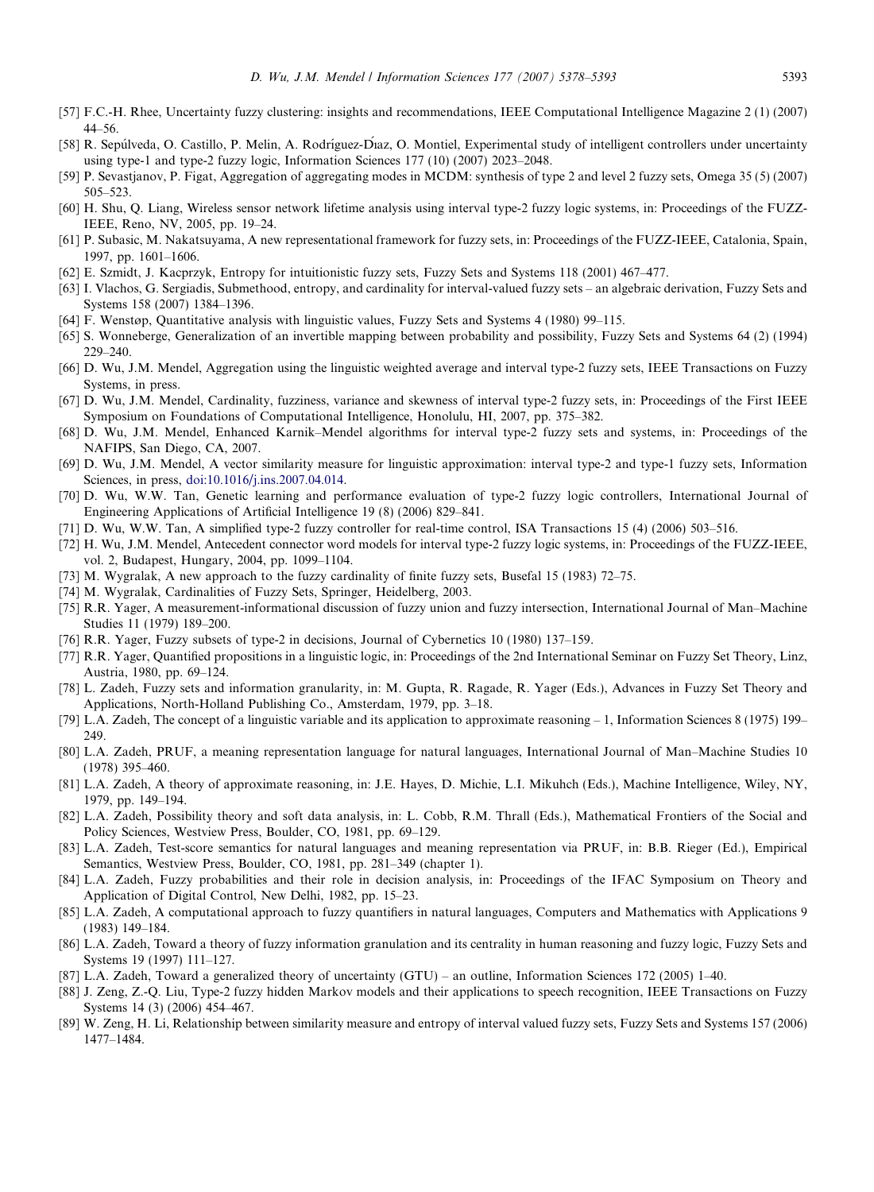[57] F.C.-H. Rhee, Uncertainty fuzzy clustering: insights and recommendations, IEEE Computational Intelligence Magazine 2 (1) (2007) 44–56.

[58] R. Sepúlveda, O. Castillo, P. Melin, A. Rodríguez-Díaz, O. Montiel, Experimental study of intelligent controllers under uncertainty using type-1 and type-2 fuzzy logic, Information Sciences 177 (10) (2007) 2023–2048.

[59] P. Sevastjanov, P. Figat, Aggregation of aggregating modes in MCDM: synthesis of type 2 and level 2 fuzzy sets, Omega 35 (5) (2007) 505–523.

[60] H. Shu, Q. Liang, Wireless sensor network lifetime analysis using interval type-2 fuzzy logic systems, in: Proceedings of the FUZZ-IEEE, Reno, NV, 2005, pp. 19–24.

[61] P. Subasic, M. Nakatsuyama, A new representational framework for fuzzy sets, in: Proceedings of the FUZZ-IEEE, Catalonia, Spain, 1997, pp. 1601–1606.

[62] E. Szmidt, J. Kacprzyk, Entropy for intuitionistic fuzzy sets, Fuzzy Sets and Systems 118 (2001) 467–477.

[63] I. Vlachos, G. Sergiadis, Submethood, entropy, and cardinality for interval-valued fuzzy sets – an algebraic derivation, Fuzzy Sets and Systems 158 (2007) 1384–1396.

[64] F. Wenstøp, Quantitative analysis with linguistic values, Fuzzy Sets and Systems 4 (1980) 99–115.

[65] S. Wonneberge, Generalization of an invertible mapping between probability and possibility, Fuzzy Sets and Systems 64 (2) (1994) 229–240.

[66] D. Wu, J.M. Mendel, Aggregation using the linguistic weighted average and interval type-2 fuzzy sets, IEEE Transactions on Fuzzy Systems, in press.

[67] D. Wu, J.M. Mendel, Cardinality, fuzziness, variance and skewness of interval type-2 fuzzy sets, in: Proceedings of the First IEEE Symposium on Foundations of Computational Intelligence, Honolulu, HI, 2007, pp. 375–382.

[68] D. Wu, J.M. Mendel, Enhanced Karnik–Mendel algorithms for interval type-2 fuzzy sets and systems, in: Proceedings of the NAFIPS, San Diego, CA, 2007.

[69] D. Wu, J.M. Mendel, A vector similarity measure for linguistic approximation: interval type-2 and type-1 fuzzy sets, Information Sciences, in press, doi:10.1016/j.ins.2007.04.014.

[70] D. Wu, W.W. Tan, Genetic learning and performance evaluation of type-2 fuzzy logic controllers, International Journal of Engineering Applications of Artificial Intelligence 19 (8) (2006) 829–841.

[71] D. Wu, W.W. Tan, A simplified type-2 fuzzy controller for real-time control, ISA Transactions 15 (4) (2006) 503–516.

[72] H. Wu, J.M. Mendel, Antecedent connector word models for interval type-2 fuzzy logic systems, in: Proceedings of the FUZZ-IEEE, vol. 2, Budapest, Hungary, 2004, pp. 1099–1104.

[73] M. Wygralak, A new approach to the fuzzy cardinality of finite fuzzy sets, Busefal 15 (1983) 72–75.

[74] M. Wygralak, Cardinalities of Fuzzy Sets, Springer, Heidelberg, 2003.

[75] R.R. Yager, A measurement-informational discussion of fuzzy union and fuzzy intersection, International Journal of Man–Machine Studies 11 (1979) 189–200.

[76] R.R. Yager, Fuzzy subsets of type-2 in decisions, Journal of Cybernetics 10 (1980) 137–159.

[77] R.R. Yager, Quantified propositions in a linguistic logic, in: Proceedings of the 2nd International Seminar on Fuzzy Set Theory, Linz, Austria, 1980, pp. 69–124.

[78] L. Zadeh, Fuzzy sets and information granularity, in: M. Gupta, R. Ragade, R. Yager (Eds.), Advances in Fuzzy Set Theory and Applications, North-Holland Publishing Co., Amsterdam, 1979, pp. 3–18.

[79] L.A. Zadeh, The concept of a linguistic variable and its application to approximate reasoning – 1, Information Sciences 8 (1975) 199–249.

[80] L.A. Zadeh, PRUF, a meaning representation language for natural languages, International Journal of Man–Machine Studies 10 (1978) 395–460.

[81] L.A. Zadeh, A theory of approximate reasoning, in: J.E. Hayes, D. Michie, L.I. Mikuhch (Eds.), Machine Intelligence, Wiley, NY, 1979, pp. 149–194.

[82] L.A. Zadeh, Possibility theory and soft data analysis, in: L. Cobb, R.M. Thrall (Eds.), Mathematical Frontiers of the Social and Policy Sciences, Westview Press, Boulder, CO, 1981, pp. 69–129.

[83] L.A. Zadeh, Test-score semantics for natural languages and meaning representation via PRUF, in: B.B. Rieger (Ed.), Empirical Semantics, Westview Press, Boulder, CO, 1981, pp. 281–349 (chapter 1).

[84] L.A. Zadeh, Fuzzy probabilities and their role in decision analysis, in: Proceedings of the IFAC Symposium on Theory and Application of Digital Control, New Delhi, 1982, pp. 15–23.

[85] L.A. Zadeh, A computational approach to fuzzy quantifiers in natural languages, Computers and Mathematics with Applications 9 (1983) 149–184.

[86] L.A. Zadeh, Toward a theory of fuzzy information granulation and its centrality in human reasoning and fuzzy logic, Fuzzy Sets and Systems 19 (1997) 111–127.

[87] L.A. Zadeh, Toward a generalized theory of uncertainty (GTU) – an outline, Information Sciences 172 (2005) 1–40.

[88] J. Zeng, Z.-Q. Liu, Type-2 fuzzy hidden Markov models and their applications to speech recognition, IEEE Transactions on Fuzzy Systems 14 (3) (2006) 454–467.

[89] W. Zeng, H. Li, Relationship between similarity measure and entropy of interval valued fuzzy sets, Fuzzy Sets and Systems 157 (2006) 1477–1484.